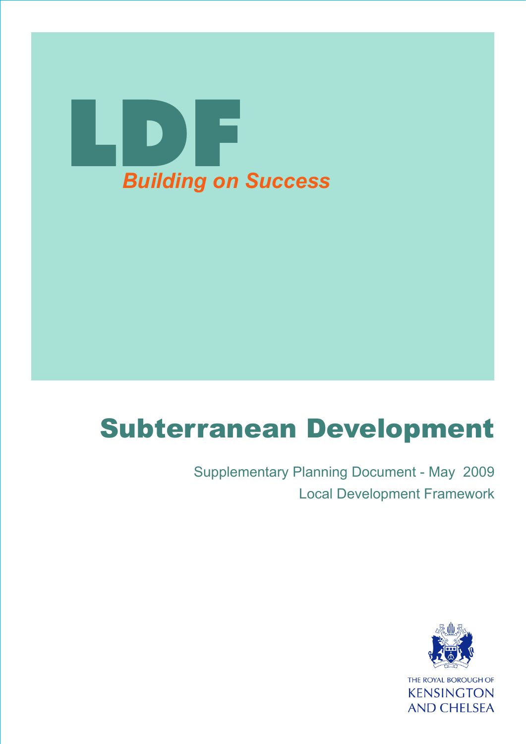# LDF

*Building on Success*

# Subterranean Development

Supplementary Planning Document - May 2009

Local Development Framework

THE ROYAL BOROUGH OF
KENSINGTON
AND CHELSEA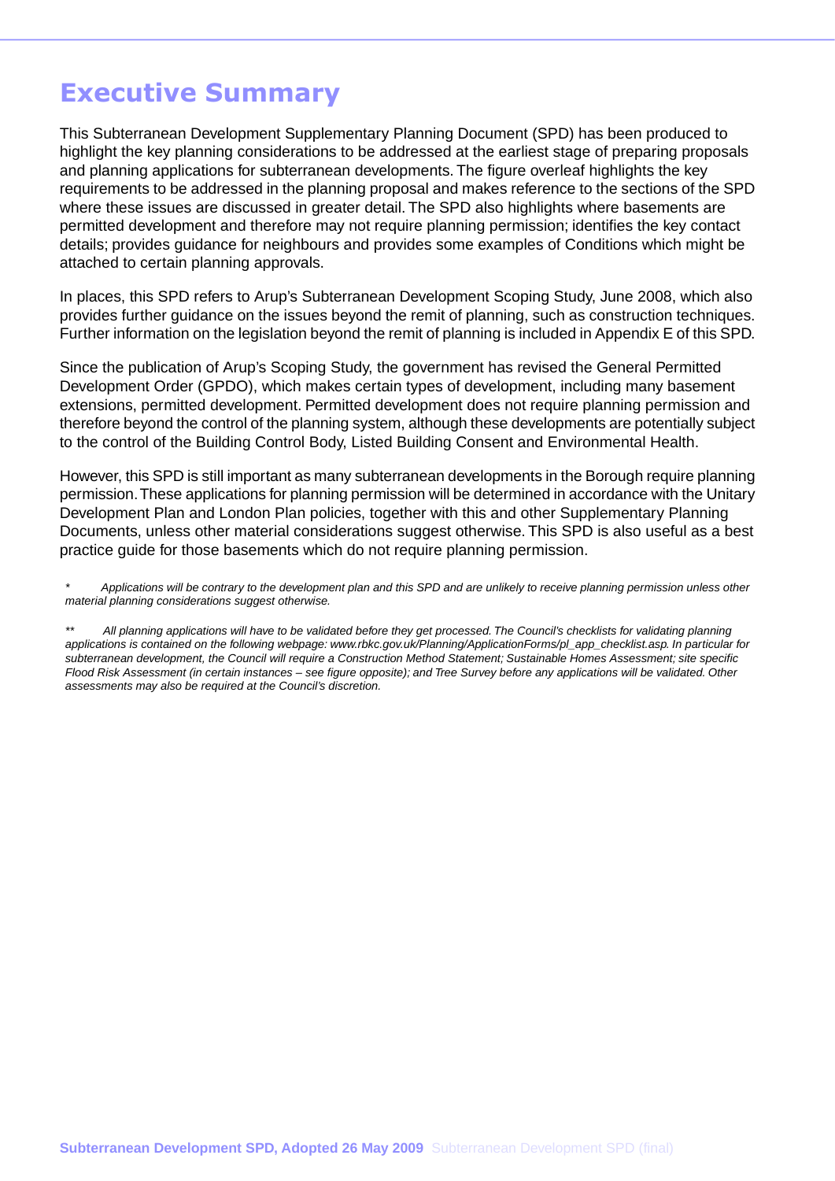# Executive Summary

This Subterranean Development Supplementary Planning Document (SPD) has been produced to highlight the key planning considerations to be addressed at the earliest stage of preparing proposals and planning applications for subterranean developments. The figure overleaf highlights the key requirements to be addressed in the planning proposal and makes reference to the sections of the SPD where these issues are discussed in greater detail. The SPD also highlights where basements are permitted development and therefore may not require planning permission; identifies the key contact details; provides guidance for neighbours and provides some examples of Conditions which might be attached to certain planning approvals.

In places, this SPD refers to Arup's Subterranean Development Scoping Study, June 2008, which also provides further guidance on the issues beyond the remit of planning, such as construction techniques. Further information on the legislation beyond the remit of planning is included in Appendix E of this SPD.

Since the publication of Arup's Scoping Study, the government has revised the General Permitted Development Order (GPDO), which makes certain types of development, including many basement extensions, permitted development. Permitted development does not require planning permission and therefore beyond the control of the planning system, although these developments are potentially subject to the control of the Building Control Body, Listed Building Consent and Environmental Health.

However, this SPD is still important as many subterranean developments in the Borough require planning permission. These applications for planning permission will be determined in accordance with the Unitary Development Plan and London Plan policies, together with this and other Supplementary Planning Documents, unless other material considerations suggest otherwise. This SPD is also useful as a best practice guide for those basements which do not require planning permission.

*\* Applications will be contrary to the development plan and this SPD and are unlikely to receive planning permission unless other material planning considerations suggest otherwise.*

*\*\* All planning applications will have to be validated before they get processed. The Council's checklists for validating planning applications is contained on the following webpage: www.rbkc.gov.uk/Planning/ApplicationForms/pl_app_checklist.asp. In particular for subterranean development, the Council will require a Construction Method Statement; Sustainable Homes Assessment; site specific Flood Risk Assessment (in certain instances – see figure opposite); and Tree Survey before any applications will be validated. Other assessments may also be required at the Council's discretion.*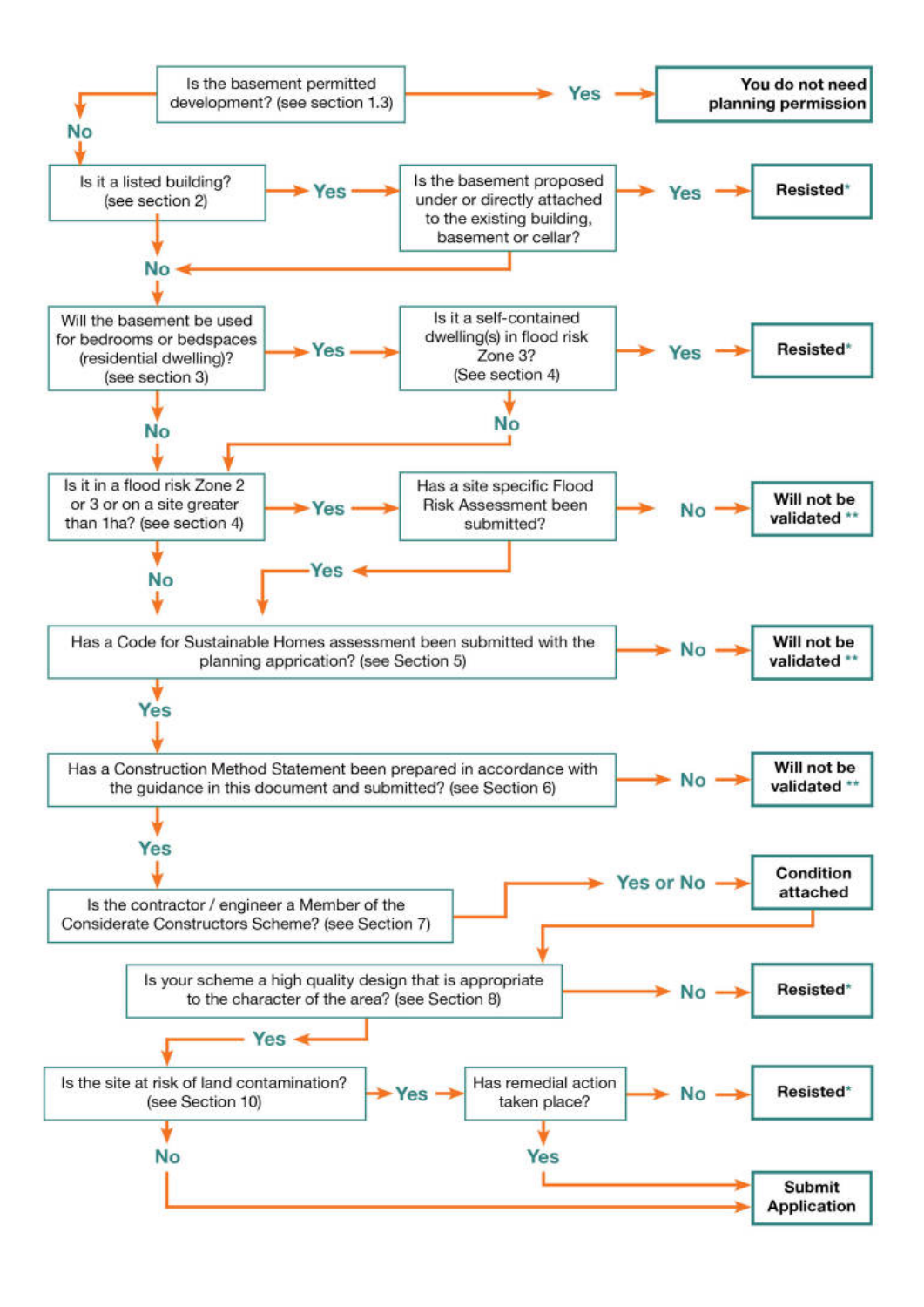Is the basement permitted development? (see section 1.3)
- **Yes** → **You do not need planning permission**
- **No** → Is it a listed building? (see section 2)

Is it a listed building? (see section 2)
- **Yes** → Is the basement proposed under or directly attached to the existing building, basement or cellar?
  - **Yes** → **Resisted***
  - **No** → Will the basement be used for bedrooms or bedspaces (residential dwelling)?
- **No** → Will the basement be used for bedrooms or bedspaces (residential dwelling)? (see section 3)

Will the basement be used for bedrooms or bedspaces (residential dwelling)? (see section 3)
- **Yes** → Is it a self-contained dwelling(s) in flood risk Zone 3? (See section 4)
  - **Yes** → **Resisted***
  - **No** → Is it in a flood risk Zone 2 or 3 or on a site greater than 1ha?
- **No** → Is it in a flood risk Zone 2 or 3 or on a site greater than 1ha? (see section 4)

Is it in a flood risk Zone 2 or 3 or on a site greater than 1ha? (see section 4)
- **Yes** → Has a site specific Flood Risk Assessment been submitted?
  - **No** → **Will not be validated** **
  - **Yes** → Has a Code for Sustainable Homes assessment been submitted with the planning appication?
- **No** → Has a Code for Sustainable Homes assessment been submitted with the planning appication? (see Section 5)

Has a Code for Sustainable Homes assessment been submitted with the planning appication? (see Section 5)
- **No** → **Will not be validated** **
- **Yes** → Has a Construction Method Statement been prepared in accordance with the guidance in this document and submitted? (see Section 6)

Has a Construction Method Statement been prepared in accordance with the guidance in this document and submitted? (see Section 6)
- **No** → **Will not be validated** **
- **Yes** → Is the contractor / engineer a Member of the Considerate Constructors Scheme? (see Section 7)

Is the contractor / engineer a Member of the Considerate Constructors Scheme? (see Section 7)
- **Yes or No** → **Condition attached** → Is your scheme a high quality design that is appropriate to the character of the area? (see Section 8)

Is your scheme a high quality design that is appropriate to the character of the area? (see Section 8)
- **No** → **Resisted***
- **Yes** → Is the site at risk of land contamination? (see Section 10)

Is the site at risk of land contamination? (see Section 10)
- **Yes** → Has remedial action taken place?
  - **No** → **Resisted***
  - **Yes** → **Submit Application**
- **No** → **Submit Application**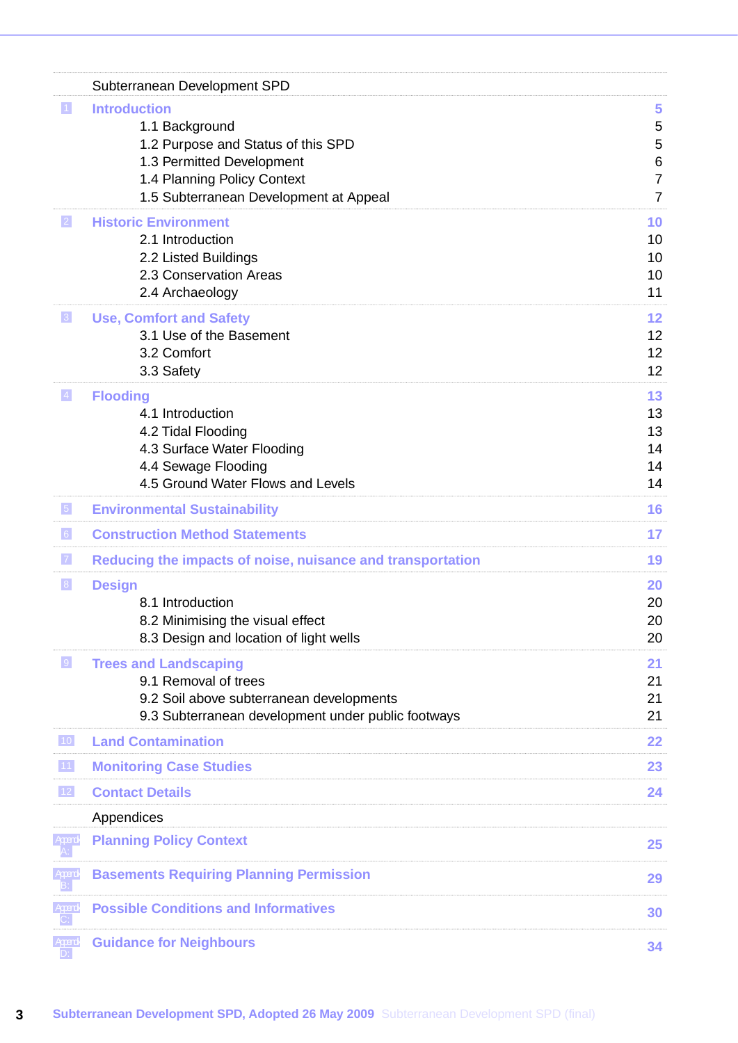Subterranean Development SPD

| | | |
|---|---|---|
| 1 | **Introduction** | **5** |
| | 1.1 Background | 5 |
| | 1.2 Purpose and Status of this SPD | 5 |
| | 1.3 Permitted Development | 6 |
| | 1.4 Planning Policy Context | 7 |
| | 1.5 Subterranean Development at Appeal | 7 |
| 2 | **Historic Environment** | **10** |
| | 2.1 Introduction | 10 |
| | 2.2 Listed Buildings | 10 |
| | 2.3 Conservation Areas | 10 |
| | 2.4 Archaeology | 11 |
| 3 | **Use, Comfort and Safety** | **12** |
| | 3.1 Use of the Basement | 12 |
| | 3.2 Comfort | 12 |
| | 3.3 Safety | 12 |
| 4 | **Flooding** | **13** |
| | 4.1 Introduction | 13 |
| | 4.2 Tidal Flooding | 13 |
| | 4.3 Surface Water Flooding | 14 |
| | 4.4 Sewage Flooding | 14 |
| | 4.5 Ground Water Flows and Levels | 14 |
| 5 | **Environmental Sustainability** | **16** |
| 6 | **Construction Method Statements** | **17** |
| 7 | **Reducing the impacts of noise, nuisance and transportation** | **19** |
| 8 | **Design** | **20** |
| | 8.1 Introduction | 20 |
| | 8.2 Minimising the visual effect | 20 |
| | 8.3 Design and location of light wells | 20 |
| 9 | **Trees and Landscaping** | **21** |
| | 9.1 Removal of trees | 21 |
| | 9.2 Soil above subterranean developments | 21 |
| | 9.3 Subterranean development under public footways | 21 |
| 10 | **Land Contamination** | **22** |
| 11 | **Monitoring Case Studies** | **23** |
| 12 | **Contact Details** | **24** |

Appendices

| | | |
|---|---|---|
| Appendix A: | **Planning Policy Context** | **25** |
| Appendix B: | **Basements Requiring Planning Permission** | **29** |
| Appendix C: | **Possible Conditions and Informatives** | **30** |
| Appendix D: | **Guidance for Neighbours** | **34** |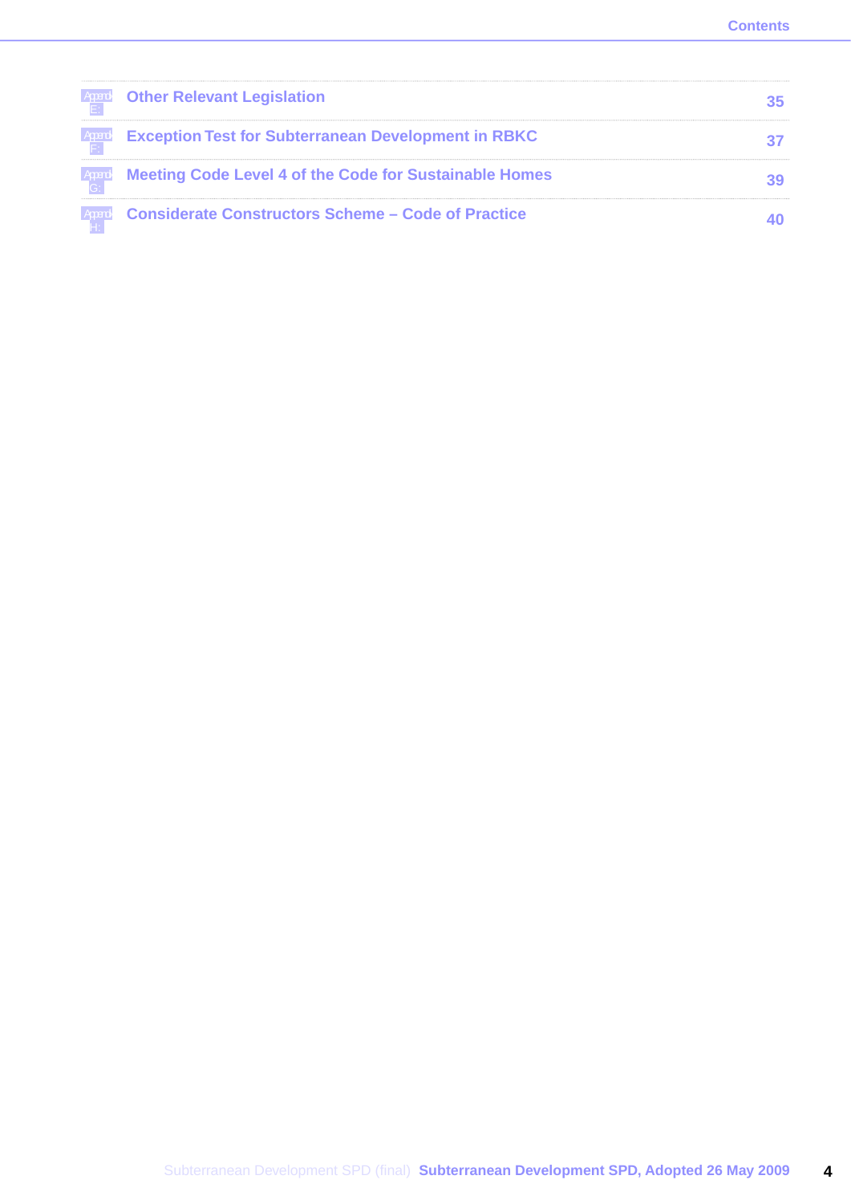| | | |
|---|---|---|
| Appendix E: | Other Relevant Legislation | 35 |
| Appendix F: | Exception Test for Subterranean Development in RBKC | 37 |
| Appendix G: | Meeting Code Level 4 of the Code for Sustainable Homes | 39 |
| Appendix H: | Considerate Constructors Scheme – Code of Practice | 40 |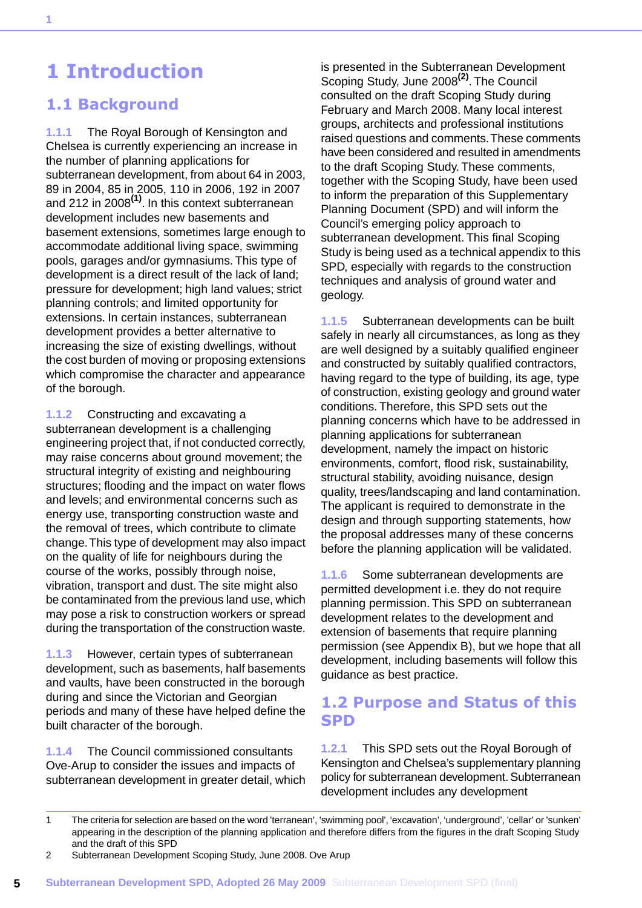# 1 Introduction

## 1.1 Background

1.1.1 The Royal Borough of Kensington and Chelsea is currently experiencing an increase in the number of planning applications for subterranean development, from about 64 in 2003, 89 in 2004, 85 in 2005, 110 in 2006, 192 in 2007 and 212 in 2008[1]. In this context subterranean development includes new basements and basement extensions, sometimes large enough to accommodate additional living space, swimming pools, garages and/or gymnasiums. This type of development is a direct result of the lack of land; pressure for development; high land values; strict planning controls; and limited opportunity for extensions. In certain instances, subterranean development provides a better alternative to increasing the size of existing dwellings, without the cost burden of moving or proposing extensions which compromise the character and appearance of the borough.

1.1.2 Constructing and excavating a subterranean development is a challenging engineering project that, if not conducted correctly, may raise concerns about ground movement; the structural integrity of existing and neighbouring structures; flooding and the impact on water flows and levels; and environmental concerns such as energy use, transporting construction waste and the removal of trees, which contribute to climate change. This type of development may also impact on the quality of life for neighbours during the course of the works, possibly through noise, vibration, transport and dust. The site might also be contaminated from the previous land use, which may pose a risk to construction workers or spread during the transportation of the construction waste.

1.1.3 However, certain types of subterranean development, such as basements, half basements and vaults, have been constructed in the borough during and since the Victorian and Georgian periods and many of these have helped define the built character of the borough.

1.1.4 The Council commissioned consultants Ove-Arup to consider the issues and impacts of subterranean development in greater detail, which is presented in the Subterranean Development Scoping Study, June 2008[2]. The Council consulted on the draft Scoping Study during February and March 2008. Many local interest groups, architects and professional institutions raised questions and comments. These comments have been considered and resulted in amendments to the draft Scoping Study. These comments, together with the Scoping Study, have been used to inform the preparation of this Supplementary Planning Document (SPD) and will inform the Council's emerging policy approach to subterranean development. This final Scoping Study is being used as a technical appendix to this SPD, especially with regards to the construction techniques and analysis of ground water and geology.

1.1.5 Subterranean developments can be built safely in nearly all circumstances, as long as they are well designed by a suitably qualified engineer and constructed by suitably qualified contractors, having regard to the type of building, its age, type of construction, existing geology and ground water conditions. Therefore, this SPD sets out the planning concerns which have to be addressed in planning applications for subterranean development, namely the impact on historic environments, comfort, flood risk, sustainability, structural stability, avoiding nuisance, design quality, trees/landscaping and land contamination. The applicant is required to demonstrate in the design and through supporting statements, how the proposal addresses many of these concerns before the planning application will be validated.

1.1.6 Some subterranean developments are permitted development i.e. they do not require planning permission. This SPD on subterranean development relates to the development and extension of basements that require planning permission (see Appendix B), but we hope that all development, including basements will follow this guidance as best practice.

## 1.2 Purpose and Status of this SPD

1.2.1 This SPD sets out the Royal Borough of Kensington and Chelsea's supplementary planning policy for subterranean development. Subterranean development includes any development

---

1 The criteria for selection are based on the word 'terranean', 'swimming pool', 'excavation', 'underground', 'cellar' or 'sunken' appearing in the description of the planning application and therefore differs from the figures in the draft Scoping Study and the draft of this SPD

2 Subterranean Development Scoping Study, June 2008. Ove Arup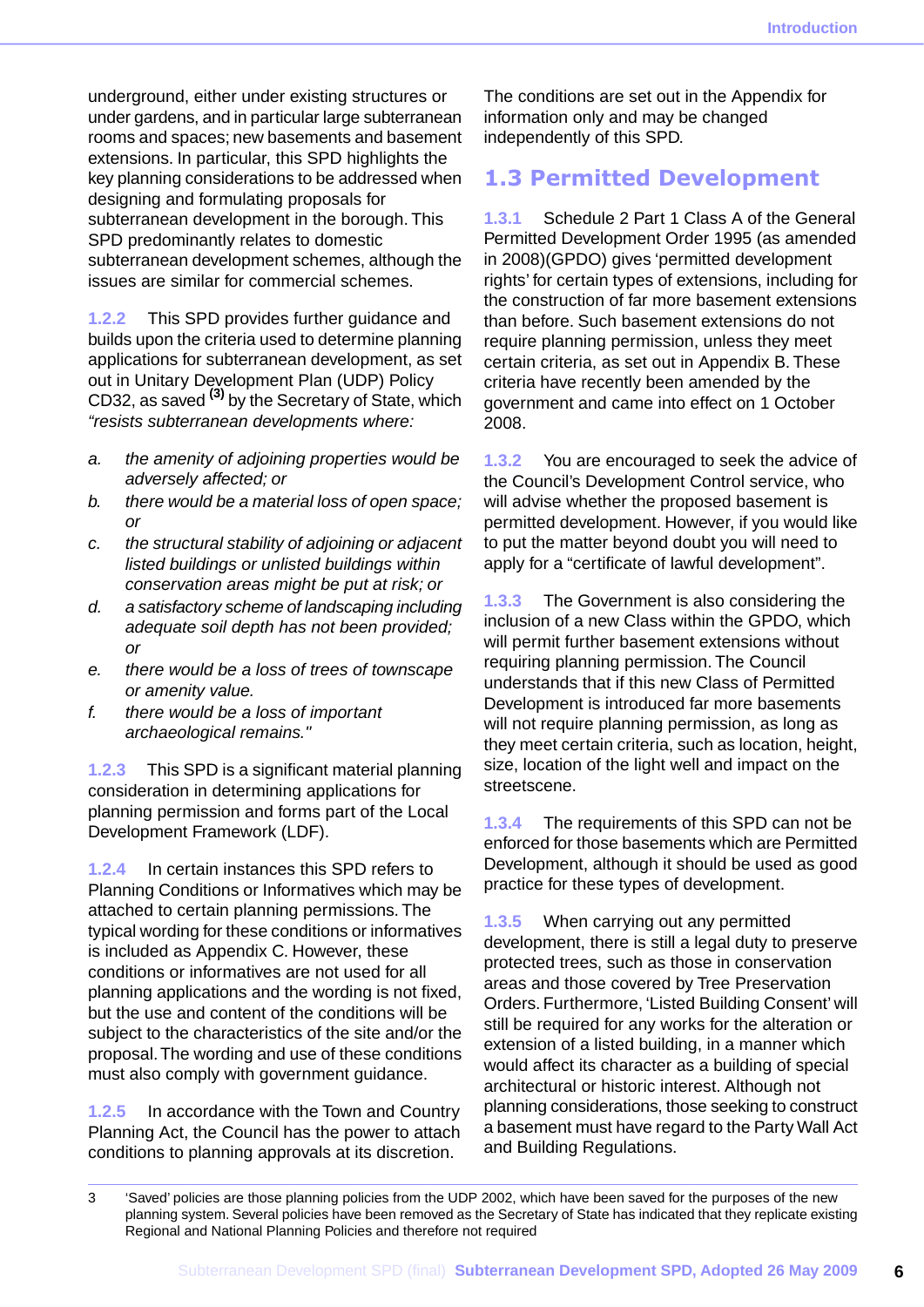underground, either under existing structures or under gardens, and in particular large subterranean rooms and spaces; new basements and basement extensions. In particular, this SPD highlights the key planning considerations to be addressed when designing and formulating proposals for subterranean development in the borough. This SPD predominantly relates to domestic subterranean development schemes, although the issues are similar for commercial schemes.

1.2.2 This SPD provides further guidance and builds upon the criteria used to determine planning applications for subterranean development, as set out in Unitary Development Plan (UDP) Policy CD32, as saved [3] by the Secretary of State, which *"resists subterranean developments where:*

- a. *the amenity of adjoining properties would be adversely affected; or*
- b. *there would be a material loss of open space; or*
- c. *the structural stability of adjoining or adjacent listed buildings or unlisted buildings within conservation areas might be put at risk; or*
- d. *a satisfactory scheme of landscaping including adequate soil depth has not been provided; or*
- e. *there would be a loss of trees of townscape or amenity value.*
- f. *there would be a loss of important archaeological remains."*

1.2.3 This SPD is a significant material planning consideration in determining applications for planning permission and forms part of the Local Development Framework (LDF).

1.2.4 In certain instances this SPD refers to Planning Conditions or Informatives which may be attached to certain planning permissions. The typical wording for these conditions or informatives is included as Appendix C. However, these conditions or informatives are not used for all planning applications and the wording is not fixed, but the use and content of the conditions will be subject to the characteristics of the site and/or the proposal. The wording and use of these conditions must also comply with government guidance.

1.2.5 In accordance with the Town and Country Planning Act, the Council has the power to attach conditions to planning approvals at its discretion. The conditions are set out in the Appendix for information only and may be changed independently of this SPD.

## 1.3 Permitted Development

1.3.1 Schedule 2 Part 1 Class A of the General Permitted Development Order 1995 (as amended in 2008)(GPDO) gives 'permitted development rights' for certain types of extensions, including for the construction of far more basement extensions than before. Such basement extensions do not require planning permission, unless they meet certain criteria, as set out in Appendix B. These criteria have recently been amended by the government and came into effect on 1 October 2008.

1.3.2 You are encouraged to seek the advice of the Council's Development Control service, who will advise whether the proposed basement is permitted development. However, if you would like to put the matter beyond doubt you will need to apply for a "certificate of lawful development".

1.3.3 The Government is also considering the inclusion of a new Class within the GPDO, which will permit further basement extensions without requiring planning permission. The Council understands that if this new Class of Permitted Development is introduced far more basements will not require planning permission, as long as they meet certain criteria, such as location, height, size, location of the light well and impact on the streetscene.

1.3.4 The requirements of this SPD can not be enforced for those basements which are Permitted Development, although it should be used as good practice for these types of development.

1.3.5 When carrying out any permitted development, there is still a legal duty to preserve protected trees, such as those in conservation areas and those covered by Tree Preservation Orders. Furthermore, 'Listed Building Consent' will still be required for any works for the alteration or extension of a listed building, in a manner which would affect its character as a building of special architectural or historic interest. Although not planning considerations, those seeking to construct a basement must have regard to the Party Wall Act and Building Regulations.

---

3 'Saved' policies are those planning policies from the UDP 2002, which have been saved for the purposes of the new planning system. Several policies have been removed as the Secretary of State has indicated that they replicate existing Regional and National Planning Policies and therefore not required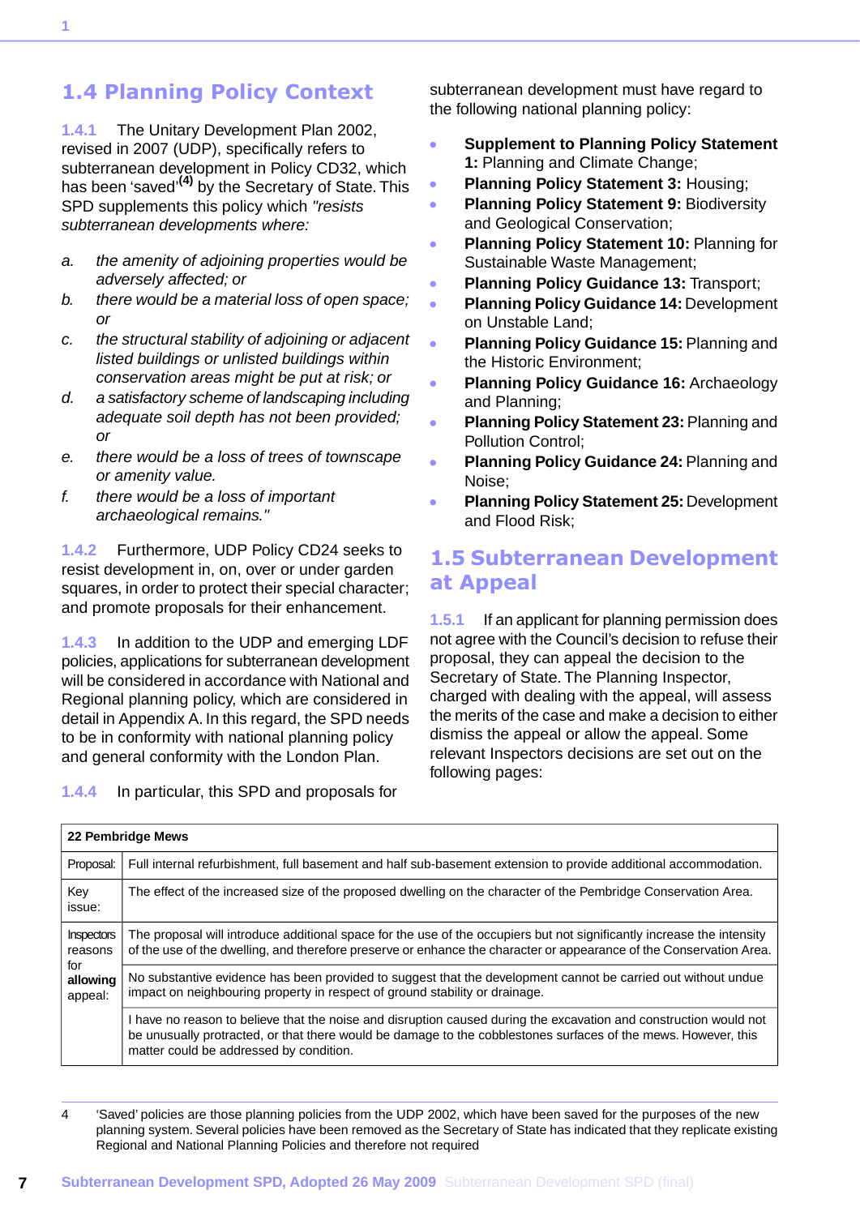## 1.4 Planning Policy Context

1.4.1 The Unitary Development Plan 2002, revised in 2007 (UDP), specifically refers to subterranean development in Policy CD32, which has been 'saved'[(4)] by the Secretary of State. This SPD supplements this policy which *"resists subterranean developments where:*

*a. the amenity of adjoining properties would be adversely affected; or*
*b. there would be a material loss of open space; or*
*c. the structural stability of adjoining or adjacent listed buildings or unlisted buildings within conservation areas might be put at risk; or*
*d. a satisfactory scheme of landscaping including adequate soil depth has not been provided; or*
*e. there would be a loss of trees of townscape or amenity value.*
*f. there would be a loss of important archaeological remains."*

1.4.2 Furthermore, UDP Policy CD24 seeks to resist development in, on, over or under garden squares, in order to protect their special character; and promote proposals for their enhancement.

1.4.3 In addition to the UDP and emerging LDF policies, applications for subterranean development will be considered in accordance with National and Regional planning policy, which are considered in detail in Appendix A. In this regard, the SPD needs to be in conformity with national planning policy and general conformity with the London Plan.

1.4.4 In particular, this SPD and proposals for subterranean development must have regard to the following national planning policy:

- **Supplement to Planning Policy Statement 1:** Planning and Climate Change;
- **Planning Policy Statement 3:** Housing;
- **Planning Policy Statement 9:** Biodiversity and Geological Conservation;
- **Planning Policy Statement 10:** Planning for Sustainable Waste Management;
- **Planning Policy Guidance 13:** Transport;
- **Planning Policy Guidance 14:** Development on Unstable Land;
- **Planning Policy Guidance 15:** Planning and the Historic Environment;
- **Planning Policy Guidance 16:** Archaeology and Planning;
- **Planning Policy Statement 23:** Planning and Pollution Control;
- **Planning Policy Guidance 24:** Planning and Noise;
- **Planning Policy Statement 25:** Development and Flood Risk;

## 1.5 Subterranean Development at Appeal

1.5.1 If an applicant for planning permission does not agree with the Council's decision to refuse their proposal, they can appeal the decision to the Secretary of State. The Planning Inspector, charged with dealing with the appeal, will assess the merits of the case and make a decision to either dismiss the appeal or allow the appeal. Some relevant Inspectors decisions are set out on the following pages:

| **22 Pembridge Mews** | |
|---|---|
| Proposal: | Full internal refurbishment, full basement and half sub-basement extension to provide additional accommodation. |
| Key issue: | The effect of the increased size of the proposed dwelling on the character of the Pembridge Conservation Area. |
| Inspectors reasons for **allowing** appeal: | The proposal will introduce additional space for the use of the occupiers but not significantly increase the intensity of the use of the dwelling, and therefore preserve or enhance the character or appearance of the Conservation Area. |
| | No substantive evidence has been provided to suggest that the development cannot be carried out without undue impact on neighbouring property in respect of ground stability or drainage. |
| | I have no reason to believe that the noise and disruption caused during the excavation and construction would not be unusually protracted, or that there would be damage to the cobblestones surfaces of the mews. However, this matter could be addressed by condition. |

4 'Saved' policies are those planning policies from the UDP 2002, which have been saved for the purposes of the new planning system. Several policies have been removed as the Secretary of State has indicated that they replicate existing Regional and National Planning Policies and therefore not required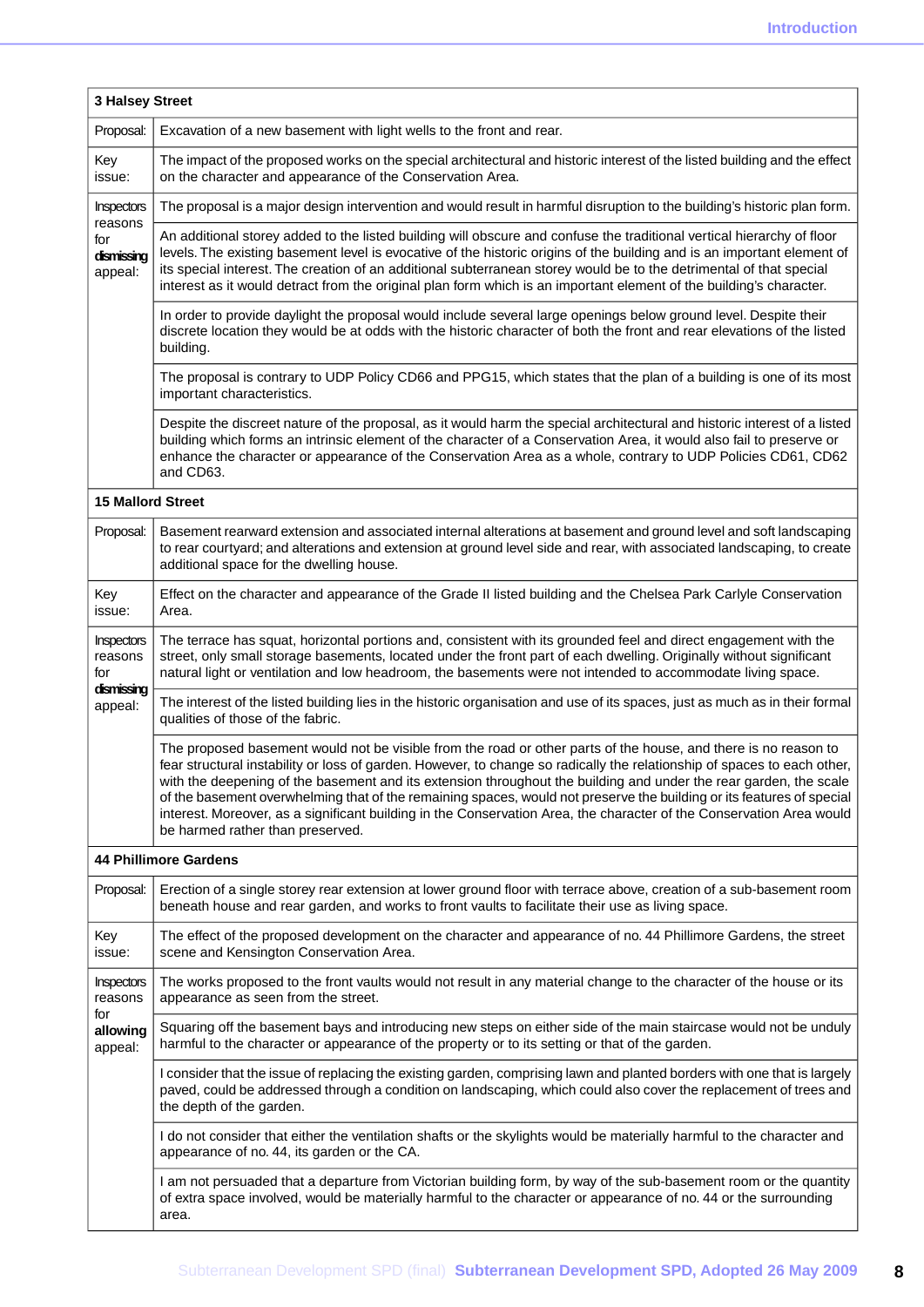| 3 Halsey Street | |
|---|---|
| Proposal: | Excavation of a new basement with light wells to the front and rear. |
| Key issue: | The impact of the proposed works on the special architectural and historic interest of the listed building and the effect on the character and appearance of the Conservation Area. |
| Inspectors reasons for **dismissing** appeal: | The proposal is a major design intervention and would result in harmful disruption to the building's historic plan form. |
| | An additional storey added to the listed building will obscure and confuse the traditional vertical hierarchy of floor levels. The existing basement level is evocative of the historic origins of the building and is an important element of its special interest. The creation of an additional subterranean storey would be to the detrimental of that special interest as it would detract from the original plan form which is an important element of the building's character. |
| | In order to provide daylight the proposal would include several large openings below ground level. Despite their discrete location they would be at odds with the historic character of both the front and rear elevations of the listed building. |
| | The proposal is contrary to UDP Policy CD66 and PPG15, which states that the plan of a building is one of its most important characteristics. |
| | Despite the discreet nature of the proposal, as it would harm the special architectural and historic interest of a listed building which forms an intrinsic element of the character of a Conservation Area, it would also fail to preserve or enhance the character or appearance of the Conservation Area as a whole, contrary to UDP Policies CD61, CD62 and CD63. |
| **15 Mallord Street** | |
| Proposal: | Basement rearward extension and associated internal alterations at basement and ground level and soft landscaping to rear courtyard; and alterations and extension at ground level side and rear, with associated landscaping, to create additional space for the dwelling house. |
| Key issue: | Effect on the character and appearance of the Grade II listed building and the Chelsea Park Carlyle Conservation Area. |
| Inspectors reasons for **dismissing** appeal: | The terrace has squat, horizontal portions and, consistent with its grounded feel and direct engagement with the street, only small storage basements, located under the front part of each dwelling. Originally without significant natural light or ventilation and low headroom, the basements were not intended to accommodate living space. |
| | The interest of the listed building lies in the historic organisation and use of its spaces, just as much as in their formal qualities of those of the fabric. |
| | The proposed basement would not be visible from the road or other parts of the house, and there is no reason to fear structural instability or loss of garden. However, to change so radically the relationship of spaces to each other, with the deepening of the basement and its extension throughout the building and under the rear garden, the scale of the basement overwhelming that of the remaining spaces, would not preserve the building or its features of special interest. Moreover, as a significant building in the Conservation Area, the character of the Conservation Area would be harmed rather than preserved. |
| **44 Phillimore Gardens** | |
| Proposal: | Erection of a single storey rear extension at lower ground floor with terrace above, creation of a sub-basement room beneath house and rear garden, and works to front vaults to facilitate their use as living space. |
| Key issue: | The effect of the proposed development on the character and appearance of no. 44 Phillimore Gardens, the street scene and Kensington Conservation Area. |
| Inspectors reasons for **allowing** appeal: | The works proposed to the front vaults would not result in any material change to the character of the house or its appearance as seen from the street. |
| | Squaring off the basement bays and introducing new steps on either side of the main staircase would not be unduly harmful to the character or appearance of the property or to its setting or that of the garden. |
| | I consider that the issue of replacing the existing garden, comprising lawn and planted borders with one that is largely paved, could be addressed through a condition on landscaping, which could also cover the replacement of trees and the depth of the garden. |
| | I do not consider that either the ventilation shafts or the skylights would be materially harmful to the character and appearance of no. 44, its garden or the CA. |
| | I am not persuaded that a departure from Victorian building form, by way of the sub-basement room or the quantity of extra space involved, would be materially harmful to the character or appearance of no. 44 or the surrounding area. |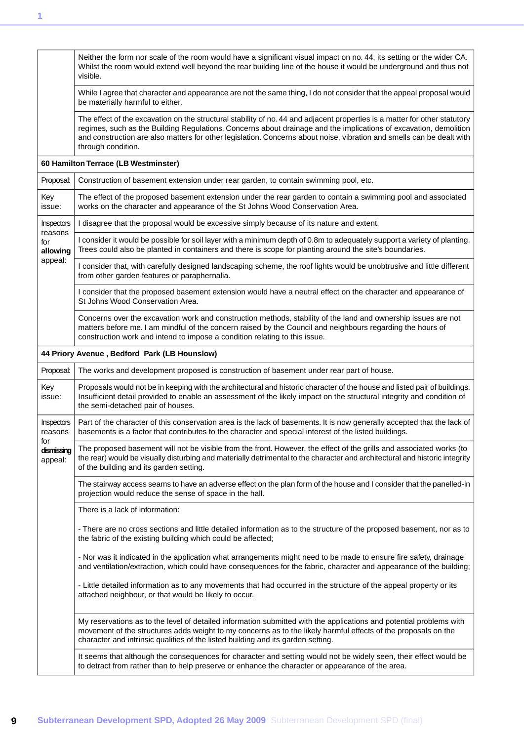| | |
|---|---|
| | Neither the form nor scale of the room would have a significant visual impact on no. 44, its setting or the wider CA. Whilst the room would extend well beyond the rear building line of the house it would be underground and thus not visible. |
| | While I agree that character and appearance are not the same thing, I do not consider that the appeal proposal would be materially harmful to either. |
| | The effect of the excavation on the structural stability of no. 44 and adjacent properties is a matter for other statutory regimes, such as the Building Regulations. Concerns about drainage and the implications of excavation, demolition and construction are also matters for other legislation. Concerns about noise, vibration and smells can be dealt with through condition. |
| **60 Hamilton Terrace (LB Westminster)** | |
| Proposal: | Construction of basement extension under rear garden, to contain swimming pool, etc. |
| Key issue: | The effect of the proposed basement extension under the rear garden to contain a swimming pool and associated works on the character and appearance of the St Johns Wood Conservation Area. |
| Inspectors reasons for **allowing** appeal: | I disagree that the proposal would be excessive simply because of its nature and extent. |
| | I consider it would be possible for soil layer with a minimum depth of 0.8m to adequately support a variety of planting. Trees could also be planted in containers and there is scope for planting around the site's boundaries. |
| | I consider that, with carefully designed landscaping scheme, the roof lights would be unobtrusive and little different from other garden features or paraphernalia. |
| | I consider that the proposed basement extension would have a neutral effect on the character and appearance of St Johns Wood Conservation Area. |
| | Concerns over the excavation work and construction methods, stability of the land and ownership issues are not matters before me. I am mindful of the concern raised by the Council and neighbours regarding the hours of construction work and intend to impose a condition relating to this issue. |
| **44 Priory Avenue , Bedford Park (LB Hounslow)** | |
| Proposal: | The works and development proposed is construction of basement under rear part of house. |
| Key issue: | Proposals would not be in keeping with the architectural and historic character of the house and listed pair of buildings. Insufficient detail provided to enable an assessment of the likely impact on the structural integrity and condition of the semi-detached pair of houses. |
| Inspectors reasons for **dismissing** appeal: | Part of the character of this conservation area is the lack of basements. It is now generally accepted that the lack of basements is a factor that contributes to the character and special interest of the listed buildings. |
| | The proposed basement will not be visible from the front. However, the effect of the grills and associated works (to the rear) would be visually disturbing and materially detrimental to the character and architectural and historic integrity of the building and its garden setting. |
| | The stairway access seams to have an adverse effect on the plan form of the house and I consider that the panelled-in projection would reduce the sense of space in the hall. |
| | There is a lack of information:<br><br>- There are no cross sections and little detailed information as to the structure of the proposed basement, nor as to the fabric of the existing building which could be affected;<br><br>- Nor was it indicated in the application what arrangements might need to be made to ensure fire safety, drainage and ventilation/extraction, which could have consequences for the fabric, character and appearance of the building;<br><br>- Little detailed information as to any movements that had occurred in the structure of the appeal property or its attached neighbour, or that would be likely to occur. |
| | My reservations as to the level of detailed information submitted with the applications and potential problems with movement of the structures adds weight to my concerns as to the likely harmful effects of the proposals on the character and intrinsic qualities of the listed building and its garden setting. |
| | It seems that although the consequences for character and setting would not be widely seen, their effect would be to detract from rather than to help preserve or enhance the character or appearance of the area. |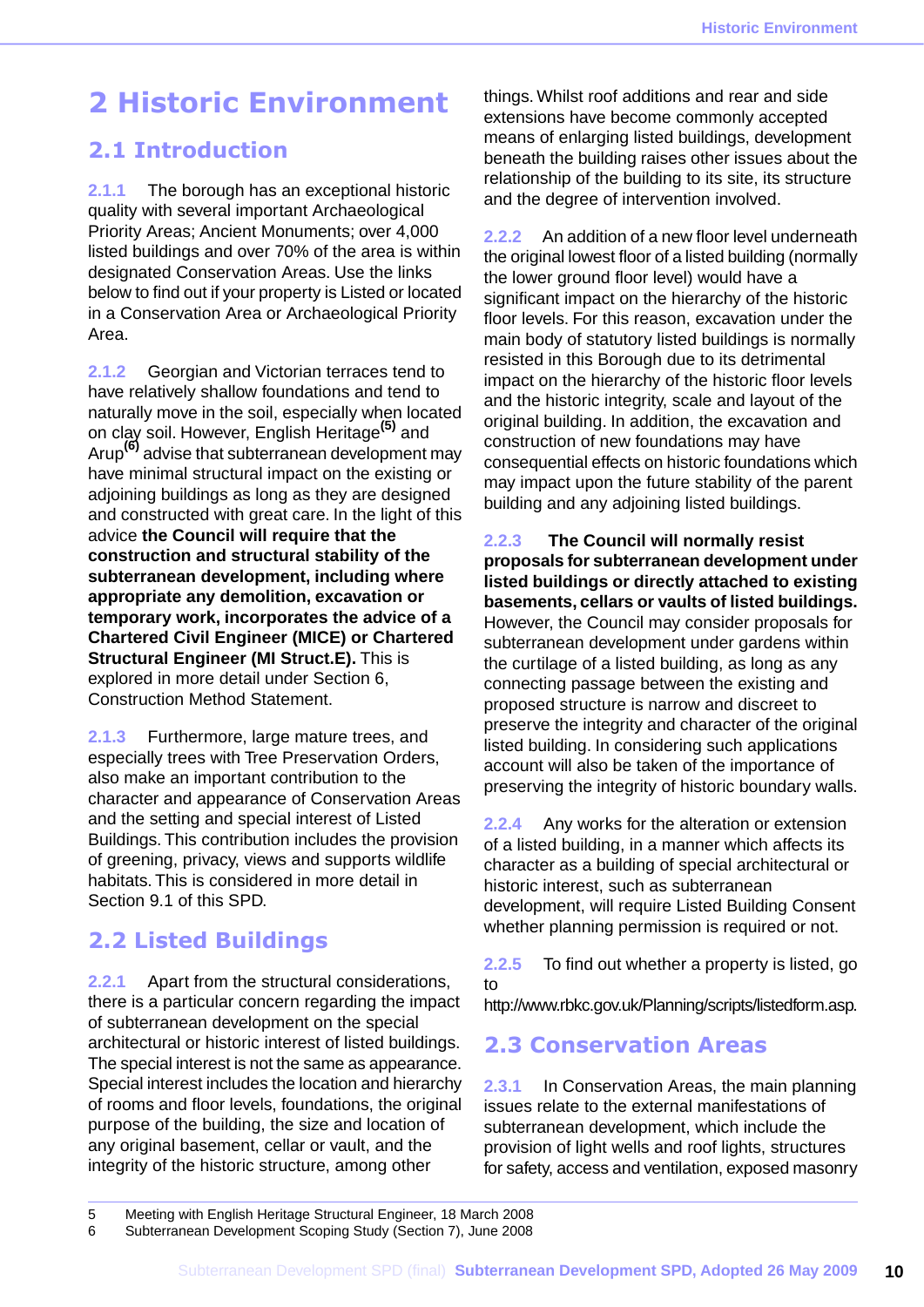# 2 Historic Environment

## 2.1 Introduction

2.1.1 The borough has an exceptional historic quality with several important Archaeological Priority Areas; Ancient Monuments; over 4,000 listed buildings and over 70% of the area is within designated Conservation Areas. Use the links below to find out if your property is Listed or located in a Conservation Area or Archaeological Priority Area.

2.1.2 Georgian and Victorian terraces tend to have relatively shallow foundations and tend to naturally move in the soil, especially when located on clay soil. However, English Heritage[5] and Arup[6] advise that subterranean development may have minimal structural impact on the existing or adjoining buildings as long as they are designed and constructed with great care. In the light of this advice **the Council will require that the construction and structural stability of the subterranean development, including where appropriate any demolition, excavation or temporary work, incorporates the advice of a Chartered Civil Engineer (MICE) or Chartered Structural Engineer (MI Struct.E).** This is explored in more detail under Section 6, Construction Method Statement.

2.1.3 Furthermore, large mature trees, and especially trees with Tree Preservation Orders, also make an important contribution to the character and appearance of Conservation Areas and the setting and special interest of Listed Buildings. This contribution includes the provision of greening, privacy, views and supports wildlife habitats. This is considered in more detail in Section 9.1 of this SPD.

## 2.2 Listed Buildings

2.2.1 Apart from the structural considerations, there is a particular concern regarding the impact of subterranean development on the special architectural or historic interest of listed buildings. The special interest is not the same as appearance. Special interest includes the location and hierarchy of rooms and floor levels, foundations, the original purpose of the building, the size and location of any original basement, cellar or vault, and the integrity of the historic structure, among other things. Whilst roof additions and rear and side extensions have become commonly accepted means of enlarging listed buildings, development beneath the building raises other issues about the relationship of the building to its site, its structure and the degree of intervention involved.

2.2.2 An addition of a new floor level underneath the original lowest floor of a listed building (normally the lower ground floor level) would have a significant impact on the hierarchy of the historic floor levels. For this reason, excavation under the main body of statutory listed buildings is normally resisted in this Borough due to its detrimental impact on the hierarchy of the historic floor levels and the historic integrity, scale and layout of the original building. In addition, the excavation and construction of new foundations may have consequential effects on historic foundations which may impact upon the future stability of the parent building and any adjoining listed buildings.

2.2.3 **The Council will normally resist proposals for subterranean development under listed buildings or directly attached to existing basements, cellars or vaults of listed buildings.** However, the Council may consider proposals for subterranean development under gardens within the curtilage of a listed building, as long as any connecting passage between the existing and proposed structure is narrow and discreet to preserve the integrity and character of the original listed building. In considering such applications account will also be taken of the importance of preserving the integrity of historic boundary walls.

2.2.4 Any works for the alteration or extension of a listed building, in a manner which affects its character as a building of special architectural or historic interest, such as subterranean development, will require Listed Building Consent whether planning permission is required or not.

2.2.5 To find out whether a property is listed, go to http://www.rbkc.gov.uk/Planning/scripts/listedform.asp.

## 2.3 Conservation Areas

2.3.1 In Conservation Areas, the main planning issues relate to the external manifestations of subterranean development, which include the provision of light wells and roof lights, structures for safety, access and ventilation, exposed masonry

5 Meeting with English Heritage Structural Engineer, 18 March 2008
6 Subterranean Development Scoping Study (Section 7), June 2008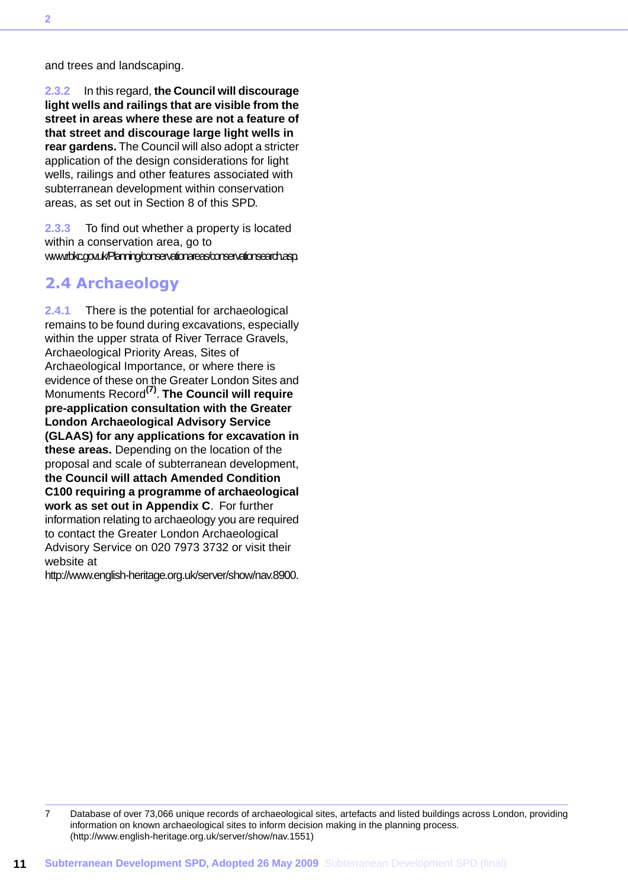and trees and landscaping.

**2.3.2** In this regard, **the Council will discourage light wells and railings that are visible from the street in areas where these are not a feature of that street and discourage large light wells in rear gardens.** The Council will also adopt a stricter application of the design considerations for light wells, railings and other features associated with subterranean development within conservation areas, as set out in Section 8 of this SPD.

**2.3.3** To find out whether a property is located within a conservation area, go to www.rbkc.gov.uk/Planning/conservationareas/conservationsearch.asp.

## 2.4 Archaeology

**2.4.1** There is the potential for archaeological remains to be found during excavations, especially within the upper strata of River Terrace Gravels, Archaeological Priority Areas, Sites of Archaeological Importance, or where there is evidence of these on the Greater London Sites and Monuments Record[7]. **The Council will require pre-application consultation with the Greater London Archaeological Advisory Service (GLAAS) for any applications for excavation in these areas.** Depending on the location of the proposal and scale of subterranean development, **the Council will attach Amended Condition C100 requiring a programme of archaeological work as set out in Appendix C**. For further information relating to archaeology you are required to contact the Greater London Archaeological Advisory Service on 020 7973 3732 or visit their website at http://www.english-heritage.org.uk/server/show/nav.8900.

7 Database of over 73,066 unique records of archaeological sites, artefacts and listed buildings across London, providing information on known archaeological sites to inform decision making in the planning process. (http://www.english-heritage.org.uk/server/show/nav.1551)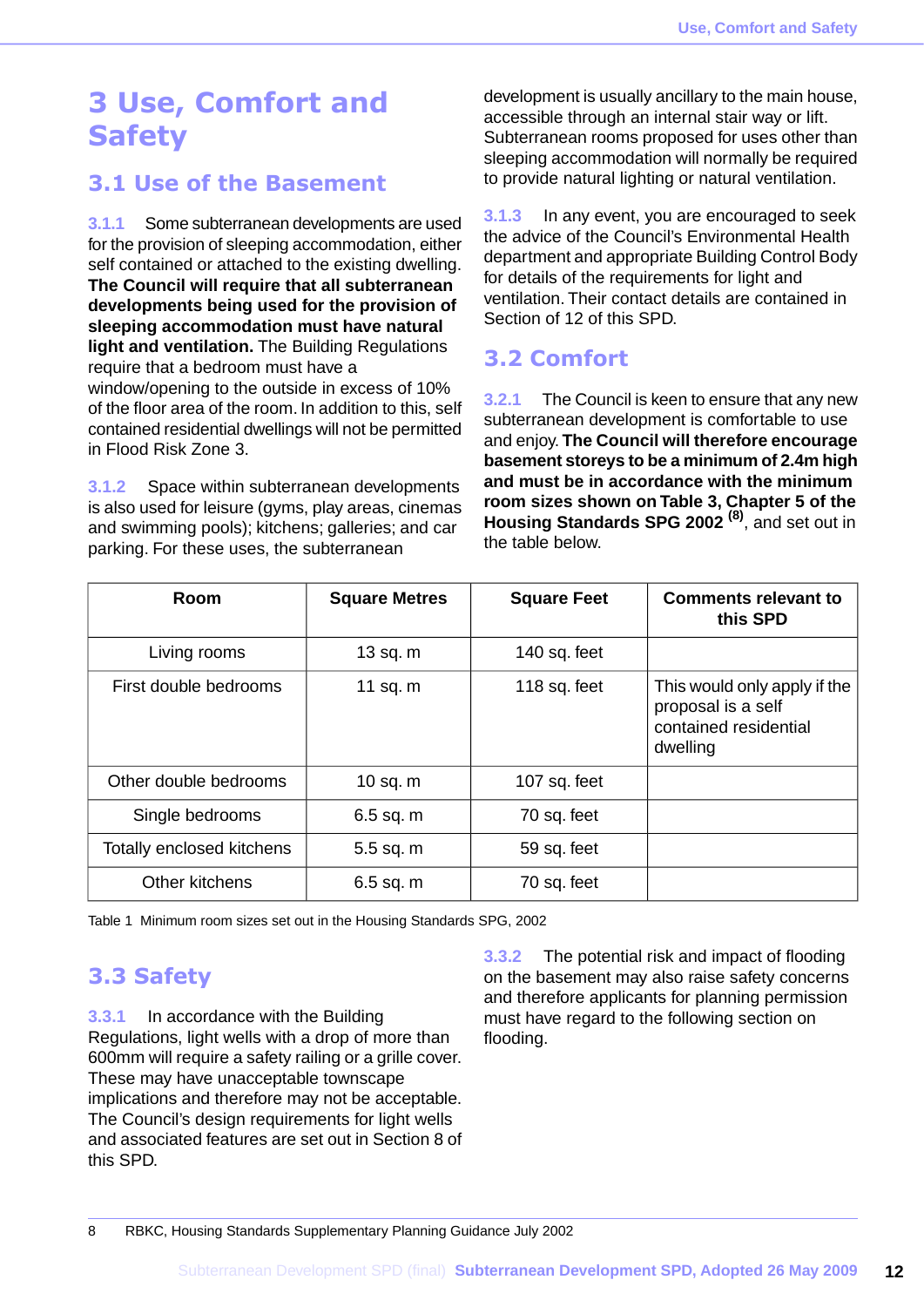# 3 Use, Comfort and Safety

## 3.1 Use of the Basement

3.1.1 Some subterranean developments are used for the provision of sleeping accommodation, either self contained or attached to the existing dwelling. **The Council will require that all subterranean developments being used for the provision of sleeping accommodation must have natural light and ventilation.** The Building Regulations require that a bedroom must have a window/opening to the outside in excess of 10% of the floor area of the room. In addition to this, self contained residential dwellings will not be permitted in Flood Risk Zone 3.

3.1.2 Space within subterranean developments is also used for leisure (gyms, play areas, cinemas and swimming pools); kitchens; galleries; and car parking. For these uses, the subterranean development is usually ancillary to the main house, accessible through an internal stair way or lift. Subterranean rooms proposed for uses other than sleeping accommodation will normally be required to provide natural lighting or natural ventilation.

3.1.3 In any event, you are encouraged to seek the advice of the Council's Environmental Health department and appropriate Building Control Body for details of the requirements for light and ventilation. Their contact details are contained in Section of 12 of this SPD.

## 3.2 Comfort

3.2.1 The Council is keen to ensure that any new subterranean development is comfortable to use and enjoy. **The Council will therefore encourage basement storeys to be a minimum of 2.4m high and must be in accordance with the minimum room sizes shown on Table 3, Chapter 5 of the Housing Standards SPG 2002** [8], and set out in the table below.

| Room | Square Metres | Square Feet | Comments relevant to this SPD |
|---|---|---|---|
| Living rooms | 13 sq. m | 140 sq. feet | |
| First double bedrooms | 11 sq. m | 118 sq. feet | This would only apply if the proposal is a self contained residential dwelling |
| Other double bedrooms | 10 sq. m | 107 sq. feet | |
| Single bedrooms | 6.5 sq. m | 70 sq. feet | |
| Totally enclosed kitchens | 5.5 sq. m | 59 sq. feet | |
| Other kitchens | 6.5 sq. m | 70 sq. feet | |

Table 1 Minimum room sizes set out in the Housing Standards SPG, 2002

## 3.3 Safety

3.3.1 In accordance with the Building Regulations, light wells with a drop of more than 600mm will require a safety railing or a grille cover. These may have unacceptable townscape implications and therefore may not be acceptable. The Council's design requirements for light wells and associated features are set out in Section 8 of this SPD.

3.3.2 The potential risk and impact of flooding on the basement may also raise safety concerns and therefore applicants for planning permission must have regard to the following section on flooding.

8 RBKC, Housing Standards Supplementary Planning Guidance July 2002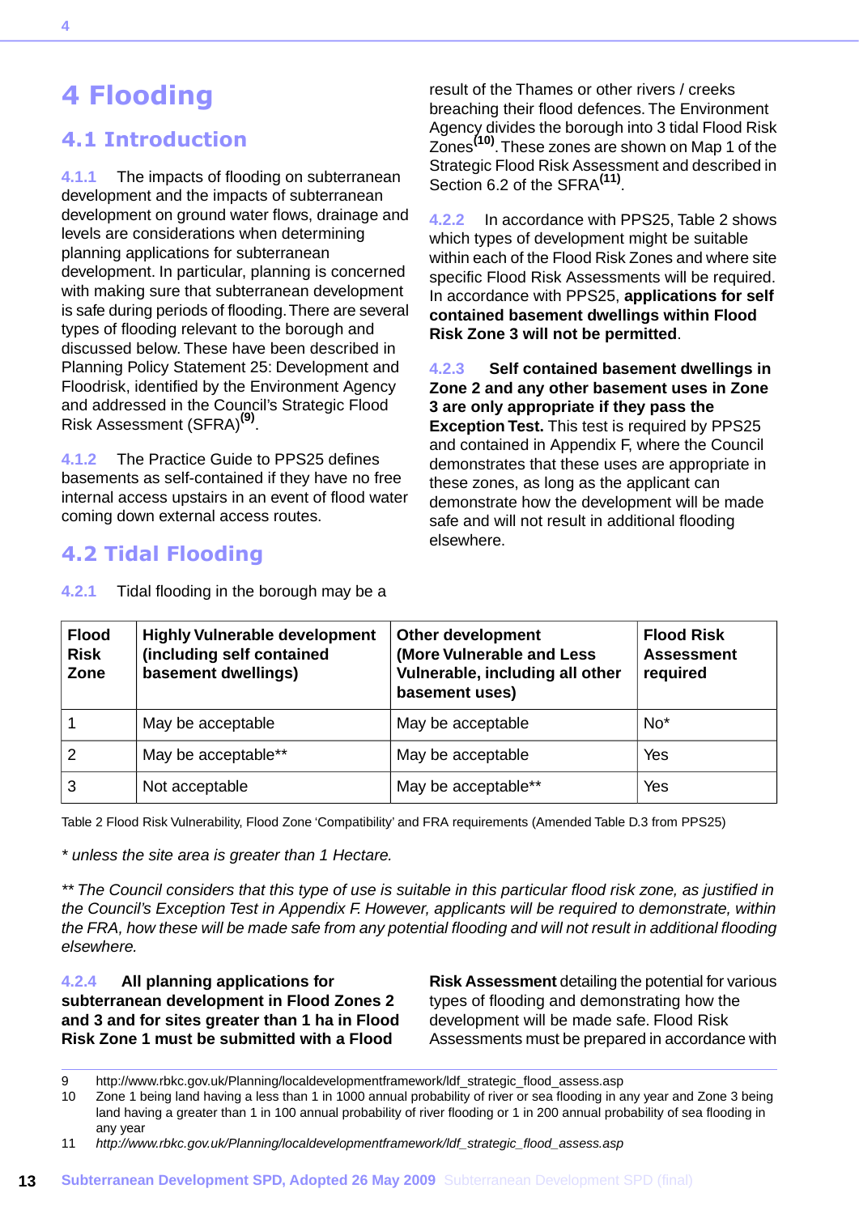# 4 Flooding

## 4.1 Introduction

4.1.1 The impacts of flooding on subterranean development and the impacts of subterranean development on ground water flows, drainage and levels are considerations when determining planning applications for subterranean development. In particular, planning is concerned with making sure that subterranean development is safe during periods of flooding. There are several types of flooding relevant to the borough and discussed below. These have been described in Planning Policy Statement 25: Development and Floodrisk, identified by the Environment Agency and addressed in the Council's Strategic Flood Risk Assessment (SFRA)[9].

4.1.2 The Practice Guide to PPS25 defines basements as self-contained if they have no free internal access upstairs in an event of flood water coming down external access routes.

## 4.2 Tidal Flooding

4.2.1 Tidal flooding in the borough may be a result of the Thames or other rivers / creeks breaching their flood defences. The Environment Agency divides the borough into 3 tidal Flood Risk Zones[10]. These zones are shown on Map 1 of the Strategic Flood Risk Assessment and described in Section 6.2 of the SFRA[11].

4.2.2 In accordance with PPS25, Table 2 shows which types of development might be suitable within each of the Flood Risk Zones and where site specific Flood Risk Assessments will be required. In accordance with PPS25, **applications for self contained basement dwellings within Flood Risk Zone 3 will not be permitted**.

4.2.3 **Self contained basement dwellings in Zone 2 and any other basement uses in Zone 3 are only appropriate if they pass the Exception Test.** This test is required by PPS25 and contained in Appendix F, where the Council demonstrates that these uses are appropriate in these zones, as long as the applicant can demonstrate how the development will be made safe and will not result in additional flooding elsewhere.

| Flood Risk Zone | Highly Vulnerable development (including self contained basement dwellings) | Other development (More Vulnerable and Less Vulnerable, including all other basement uses) | Flood Risk Assessment required |
|---|---|---|---|
| 1 | May be acceptable | May be acceptable | No* |
| 2 | May be acceptable** | May be acceptable | Yes |
| 3 | Not acceptable | May be acceptable** | Yes |

Table 2 Flood Risk Vulnerability, Flood Zone 'Compatibility' and FRA requirements (Amended Table D.3 from PPS25)

*\* unless the site area is greater than 1 Hectare.*

*\*\* The Council considers that this type of use is suitable in this particular flood risk zone, as justified in the Council's Exception Test in Appendix F. However, applicants will be required to demonstrate, within the FRA, how these will be made safe from any potential flooding and will not result in additional flooding elsewhere.*

4.2.4 **All planning applications for subterranean development in Flood Zones 2 and 3 and for sites greater than 1 ha in Flood Risk Zone 1 must be submitted with a Flood Risk Assessment** detailing the potential for various types of flooding and demonstrating how the development will be made safe. Flood Risk Assessments must be prepared in accordance with

9 http://www.rbkc.gov.uk/Planning/localdevelopmentframework/ldf_strategic_flood_assess.asp

10 Zone 1 being land having a less than 1 in 1000 annual probability of river or sea flooding in any year and Zone 3 being land having a greater than 1 in 100 annual probability of river flooding or 1 in 200 annual probability of sea flooding in any year

11 *http://www.rbkc.gov.uk/Planning/localdevelopmentframework/ldf_strategic_flood_assess.asp*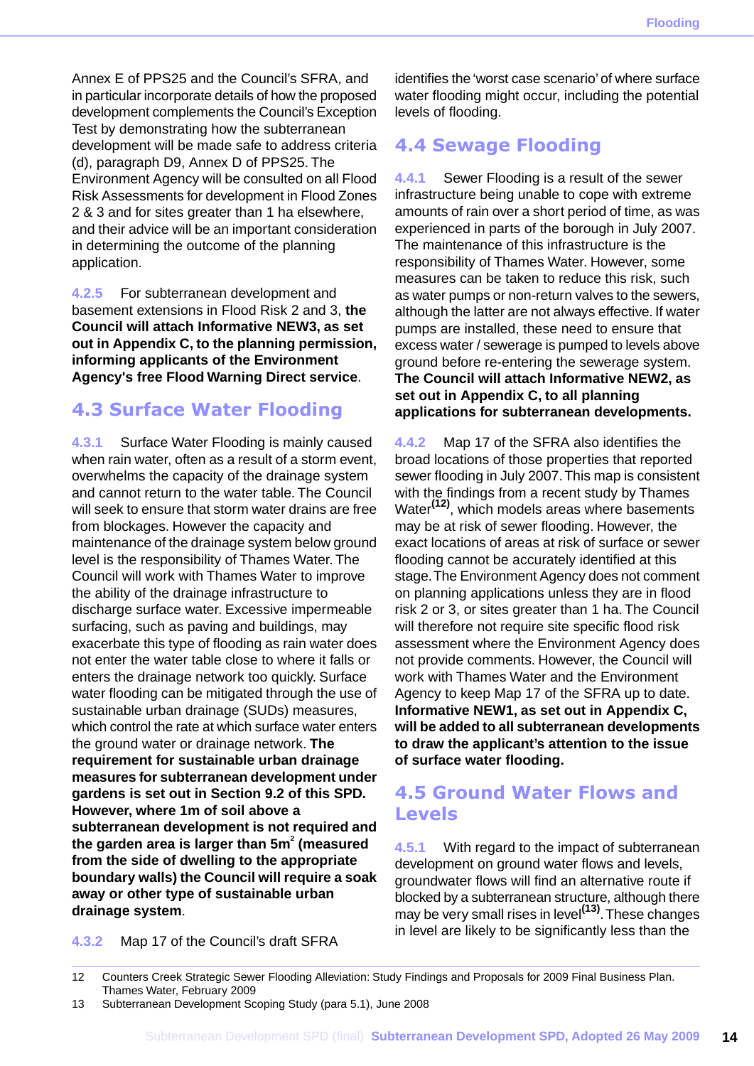Annex E of PPS25 and the Council's SFRA, and in particular incorporate details of how the proposed development complements the Council's Exception Test by demonstrating how the subterranean development will be made safe to address criteria (d), paragraph D9, Annex D of PPS25. The Environment Agency will be consulted on all Flood Risk Assessments for development in Flood Zones 2 & 3 and for sites greater than 1 ha elsewhere, and their advice will be an important consideration in determining the outcome of the planning application.

4.2.5 For subterranean development and basement extensions in Flood Risk 2 and 3, **the Council will attach Informative NEW3, as set out in Appendix C, to the planning permission, informing applicants of the Environment Agency's free Flood Warning Direct service**.

## 4.3 Surface Water Flooding

4.3.1 Surface Water Flooding is mainly caused when rain water, often as a result of a storm event, overwhelms the capacity of the drainage system and cannot return to the water table. The Council will seek to ensure that storm water drains are free from blockages. However the capacity and maintenance of the drainage system below ground level is the responsibility of Thames Water. The Council will work with Thames Water to improve the ability of the drainage infrastructure to discharge surface water. Excessive impermeable surfacing, such as paving and buildings, may exacerbate this type of flooding as rain water does not enter the water table close to where it falls or enters the drainage network too quickly. Surface water flooding can be mitigated through the use of sustainable urban drainage (SUDs) measures, which control the rate at which surface water enters the ground water or drainage network. **The requirement for sustainable urban drainage measures for subterranean development under gardens is set out in Section 9.2 of this SPD. However, where 1m of soil above a subterranean development is not required and the garden area is larger than 5m² (measured from the side of dwelling to the appropriate boundary walls) the Council will require a soak away or other type of sustainable urban drainage system**.

4.3.2 Map 17 of the Council's draft SFRA identifies the 'worst case scenario' of where surface water flooding might occur, including the potential levels of flooding.

## 4.4 Sewage Flooding

4.4.1 Sewer Flooding is a result of the sewer infrastructure being unable to cope with extreme amounts of rain over a short period of time, as was experienced in parts of the borough in July 2007. The maintenance of this infrastructure is the responsibility of Thames Water. However, some measures can be taken to reduce this risk, such as water pumps or non-return valves to the sewers, although the latter are not always effective. If water pumps are installed, these need to ensure that excess water / sewerage is pumped to levels above ground before re-entering the sewerage system. **The Council will attach Informative NEW2, as set out in Appendix C, to all planning applications for subterranean developments.**

4.4.2 Map 17 of the SFRA also identifies the broad locations of those properties that reported sewer flooding in July 2007. This map is consistent with the findings from a recent study by Thames Water[12], which models areas where basements may be at risk of sewer flooding. However, the exact locations of areas at risk of surface or sewer flooding cannot be accurately identified at this stage. The Environment Agency does not comment on planning applications unless they are in flood risk 2 or 3, or sites greater than 1 ha. The Council will therefore not require site specific flood risk assessment where the Environment Agency does not provide comments. However, the Council will work with Thames Water and the Environment Agency to keep Map 17 of the SFRA up to date. **Informative NEW1, as set out in Appendix C, will be added to all subterranean developments to draw the applicant's attention to the issue of surface water flooding.**

## 4.5 Ground Water Flows and Levels

4.5.1 With regard to the impact of subterranean development on ground water flows and levels, groundwater flows will find an alternative route if blocked by a subterranean structure, although there may be very small rises in level[13]. These changes in level are likely to be significantly less than the

---

12 Counters Creek Strategic Sewer Flooding Alleviation: Study Findings and Proposals for 2009 Final Business Plan. Thames Water, February 2009

13 Subterranean Development Scoping Study (para 5.1), June 2008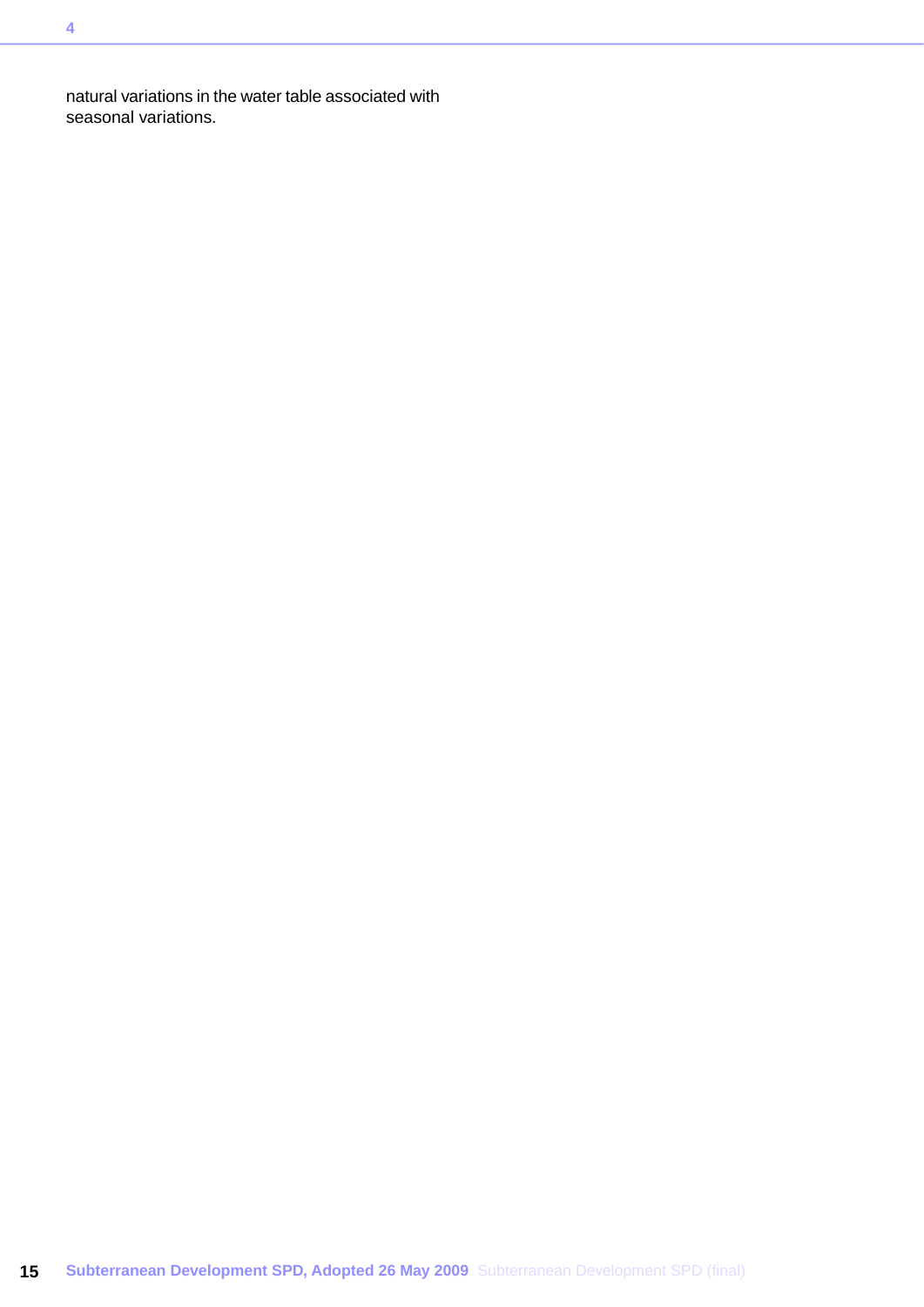natural variations in the water table associated with seasonal variations.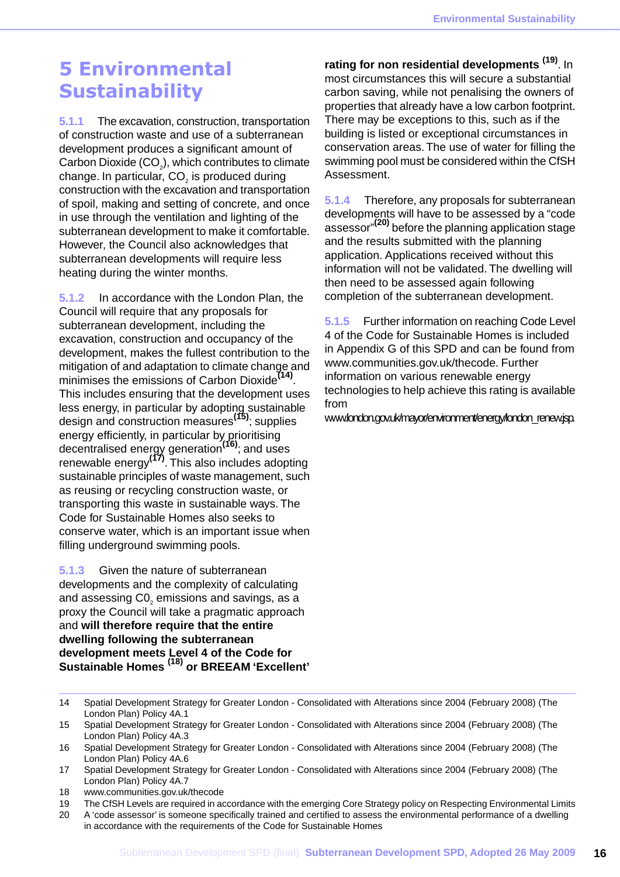# 5 Environmental Sustainability

**5.1.1** The excavation, construction, transportation of construction waste and use of a subterranean development produces a significant amount of Carbon Dioxide ($CO_2$), which contributes to climate change. In particular, $CO_2$ is produced during construction with the excavation and transportation of spoil, making and setting of concrete, and once in use through the ventilation and lighting of the subterranean development to make it comfortable. However, the Council also acknowledges that subterranean developments will require less heating during the winter months.

**5.1.2** In accordance with the London Plan, the Council will require that any proposals for subterranean development, including the excavation, construction and occupancy of the development, makes the fullest contribution to the mitigation of and adaptation to climate change and minimises the emissions of Carbon Dioxide[14]. This includes ensuring that the development uses less energy, in particular by adopting sustainable design and construction measures[15]; supplies energy efficiently, in particular by prioritising decentralised energy generation[16]; and uses renewable energy[17]. This also includes adopting sustainable principles of waste management, such as reusing or recycling construction waste, or transporting this waste in sustainable ways. The Code for Sustainable Homes also seeks to conserve water, which is an important issue when filling underground swimming pools.

**5.1.3** Given the nature of subterranean developments and the complexity of calculating and assessing $C0_2$ emissions and savings, as a proxy the Council will take a pragmatic approach and **will therefore require that the entire dwelling following the subterranean development meets Level 4 of the Code for Sustainable Homes [18] or BREEAM 'Excellent' rating for non residential developments [19]**. In most circumstances this will secure a substantial carbon saving, while not penalising the owners of properties that already have a low carbon footprint. There may be exceptions to this, such as if the building is listed or exceptional circumstances in conservation areas. The use of water for filling the swimming pool must be considered within the CfSH Assessment.

**5.1.4** Therefore, any proposals for subterranean developments will have to be assessed by a "code assessor"[20] before the planning application stage and the results submitted with the planning application. Applications received without this information will not be validated. The dwelling will then need to be assessed again following completion of the subterranean development.

**5.1.5** Further information on reaching Code Level 4 of the Code for Sustainable Homes is included in Appendix G of this SPD and can be found from www.communities.gov.uk/thecode. Further information on various renewable energy technologies to help achieve this rating is available from www.london.gov.uk/mayor/environment/energy/london_renew.jsp.

---

14 Spatial Development Strategy for Greater London - Consolidated with Alterations since 2004 (February 2008) (The London Plan) Policy 4A.1

15 Spatial Development Strategy for Greater London - Consolidated with Alterations since 2004 (February 2008) (The London Plan) Policy 4A.3

16 Spatial Development Strategy for Greater London - Consolidated with Alterations since 2004 (February 2008) (The London Plan) Policy 4A.6

17 Spatial Development Strategy for Greater London - Consolidated with Alterations since 2004 (February 2008) (The London Plan) Policy 4A.7

18 www.communities.gov.uk/thecode

19 The CfSH Levels are required in accordance with the emerging Core Strategy policy on Respecting Environmental Limits

20 A 'code assessor' is someone specifically trained and certified to assess the environmental performance of a dwelling in accordance with the requirements of the Code for Sustainable Homes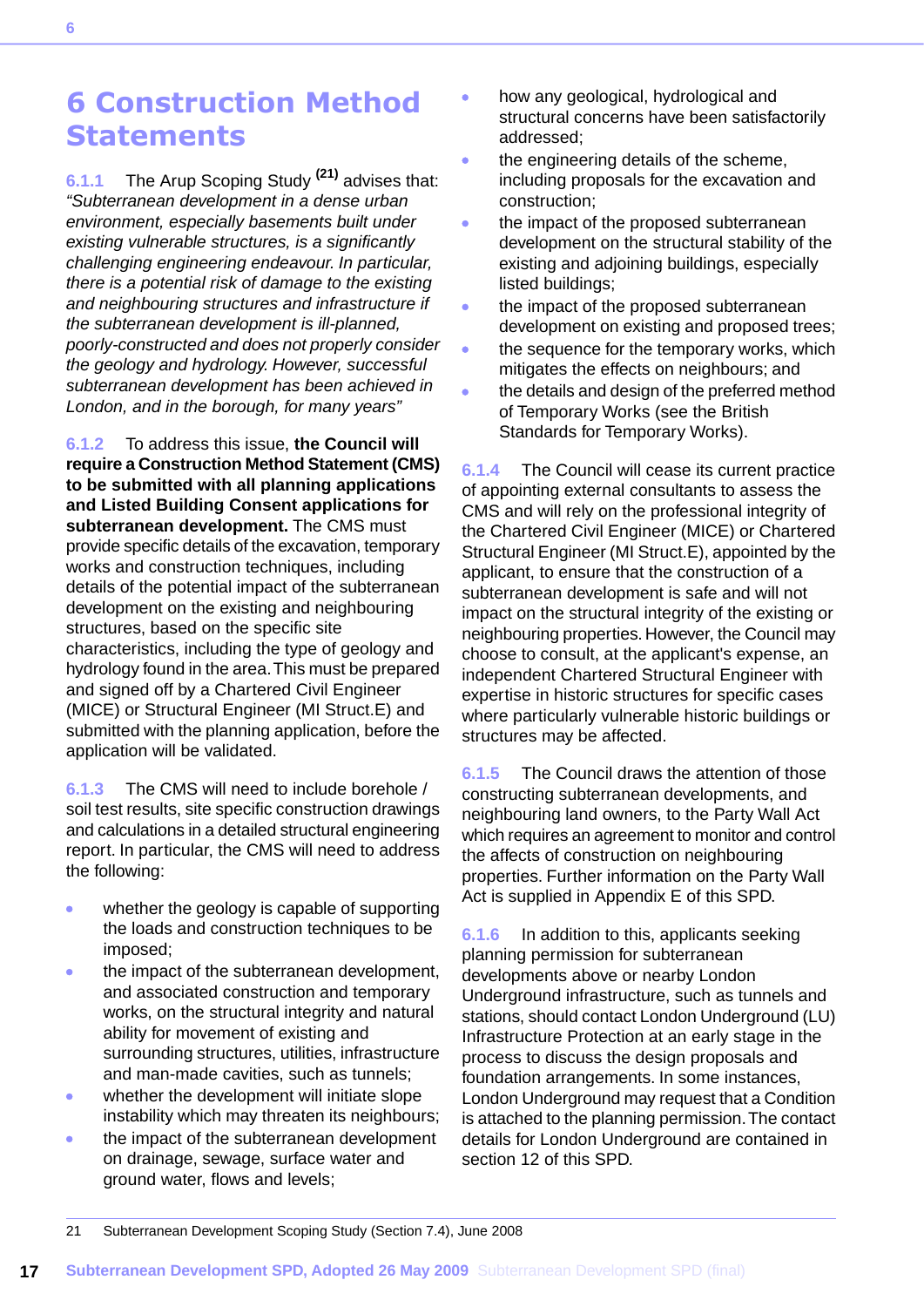# 6 Construction Method Statements

6.1.1 The Arup Scoping Study [21] advises that: *"Subterranean development in a dense urban environment, especially basements built under existing vulnerable structures, is a significantly challenging engineering endeavour. In particular, there is a potential risk of damage to the existing and neighbouring structures and infrastructure if the subterranean development is ill-planned, poorly-constructed and does not properly consider the geology and hydrology. However, successful subterranean development has been achieved in London, and in the borough, for many years"*

6.1.2 To address this issue, **the Council will require a Construction Method Statement (CMS) to be submitted with all planning applications and Listed Building Consent applications for subterranean development.** The CMS must provide specific details of the excavation, temporary works and construction techniques, including details of the potential impact of the subterranean development on the existing and neighbouring structures, based on the specific site characteristics, including the type of geology and hydrology found in the area. This must be prepared and signed off by a Chartered Civil Engineer (MICE) or Structural Engineer (MI Struct.E) and submitted with the planning application, before the application will be validated.

6.1.3 The CMS will need to include borehole / soil test results, site specific construction drawings and calculations in a detailed structural engineering report. In particular, the CMS will need to address the following:

- whether the geology is capable of supporting the loads and construction techniques to be imposed;
- the impact of the subterranean development, and associated construction and temporary works, on the structural integrity and natural ability for movement of existing and surrounding structures, utilities, infrastructure and man-made cavities, such as tunnels;
- whether the development will initiate slope instability which may threaten its neighbours;
- the impact of the subterranean development on drainage, sewage, surface water and ground water, flows and levels;
- how any geological, hydrological and structural concerns have been satisfactorily addressed;
- the engineering details of the scheme, including proposals for the excavation and construction;
- the impact of the proposed subterranean development on the structural stability of the existing and adjoining buildings, especially listed buildings;
- the impact of the proposed subterranean development on existing and proposed trees;
- the sequence for the temporary works, which mitigates the effects on neighbours; and
- the details and design of the preferred method of Temporary Works (see the British Standards for Temporary Works).

6.1.4 The Council will cease its current practice of appointing external consultants to assess the CMS and will rely on the professional integrity of the Chartered Civil Engineer (MICE) or Chartered Structural Engineer (MI Struct.E), appointed by the applicant, to ensure that the construction of a subterranean development is safe and will not impact on the structural integrity of the existing or neighbouring properties. However, the Council may choose to consult, at the applicant's expense, an independent Chartered Structural Engineer with expertise in historic structures for specific cases where particularly vulnerable historic buildings or structures may be affected.

6.1.5 The Council draws the attention of those constructing subterranean developments, and neighbouring land owners, to the Party Wall Act which requires an agreement to monitor and control the affects of construction on neighbouring properties. Further information on the Party Wall Act is supplied in Appendix E of this SPD.

6.1.6 In addition to this, applicants seeking planning permission for subterranean developments above or nearby London Underground infrastructure, such as tunnels and stations, should contact London Underground (LU) Infrastructure Protection at an early stage in the process to discuss the design proposals and foundation arrangements. In some instances, London Underground may request that a Condition is attached to the planning permission. The contact details for London Underground are contained in section 12 of this SPD.

21 Subterranean Development Scoping Study (Section 7.4), June 2008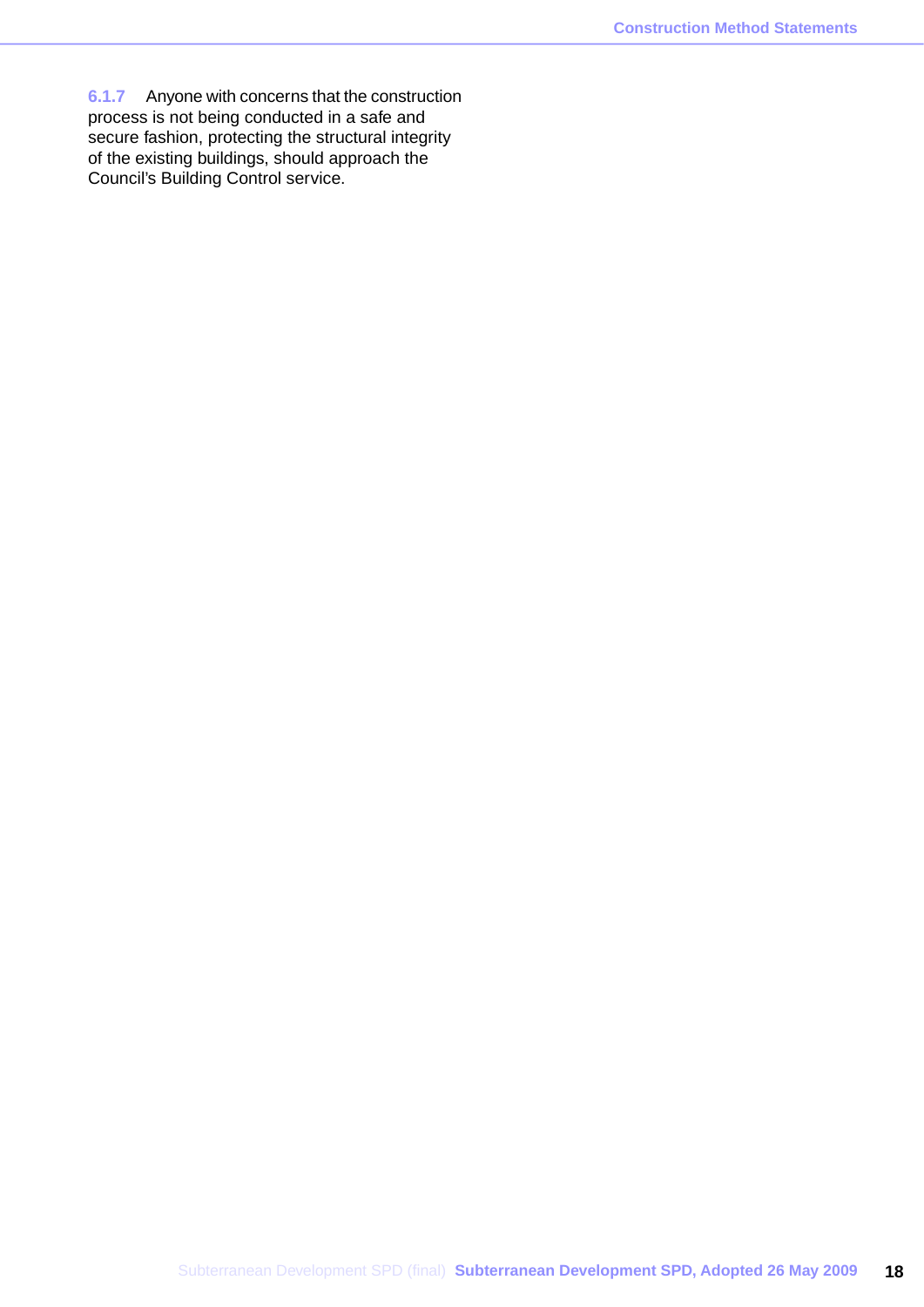**6.1.7** Anyone with concerns that the construction process is not being conducted in a safe and secure fashion, protecting the structural integrity of the existing buildings, should approach the Council's Building Control service.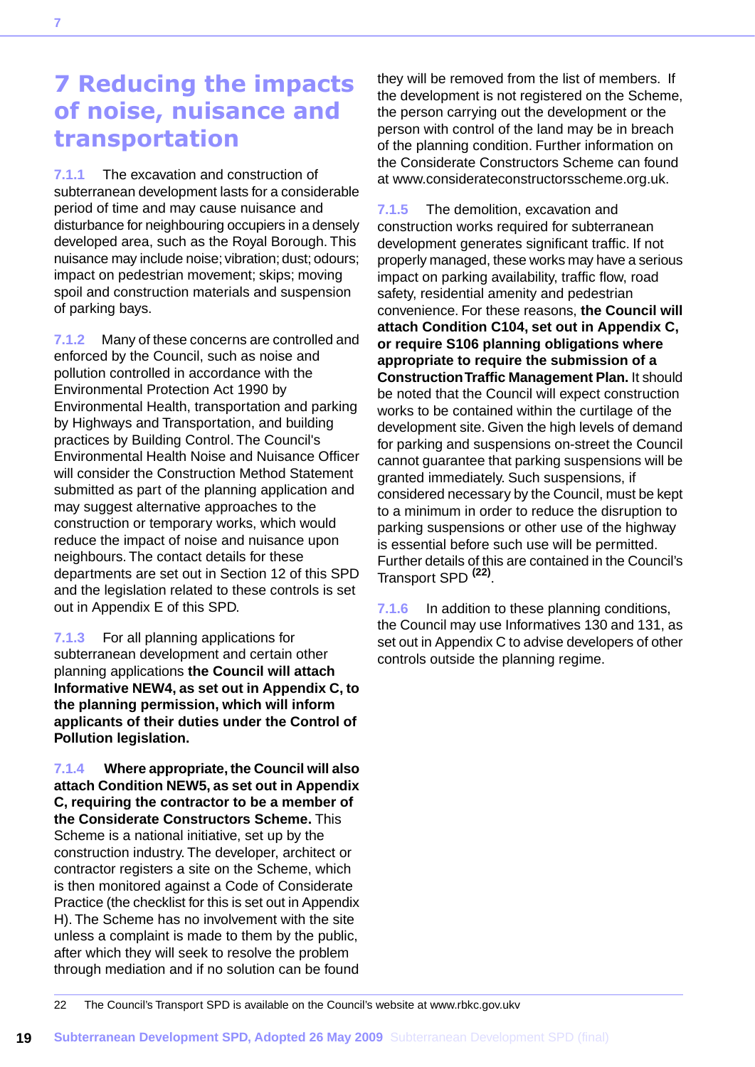# 7 Reducing the impacts of noise, nuisance and transportation

7.1.1 The excavation and construction of subterranean development lasts for a considerable period of time and may cause nuisance and disturbance for neighbouring occupiers in a densely developed area, such as the Royal Borough. This nuisance may include noise; vibration; dust; odours; impact on pedestrian movement; skips; moving spoil and construction materials and suspension of parking bays.

7.1.2 Many of these concerns are controlled and enforced by the Council, such as noise and pollution controlled in accordance with the Environmental Protection Act 1990 by Environmental Health, transportation and parking by Highways and Transportation, and building practices by Building Control. The Council's Environmental Health Noise and Nuisance Officer will consider the Construction Method Statement submitted as part of the planning application and may suggest alternative approaches to the construction or temporary works, which would reduce the impact of noise and nuisance upon neighbours. The contact details for these departments are set out in Section 12 of this SPD and the legislation related to these controls is set out in Appendix E of this SPD.

7.1.3 For all planning applications for subterranean development and certain other planning applications **the Council will attach Informative NEW4, as set out in Appendix C, to the planning permission, which will inform applicants of their duties under the Control of Pollution legislation.**

7.1.4 **Where appropriate, the Council will also attach Condition NEW5, as set out in Appendix C, requiring the contractor to be a member of the Considerate Constructors Scheme.** This Scheme is a national initiative, set up by the construction industry. The developer, architect or contractor registers a site on the Scheme, which is then monitored against a Code of Considerate Practice (the checklist for this is set out in Appendix H). The Scheme has no involvement with the site unless a complaint is made to them by the public, after which they will seek to resolve the problem through mediation and if no solution can be found they will be removed from the list of members. If the development is not registered on the Scheme, the person carrying out the development or the person with control of the land may be in breach of the planning condition. Further information on the Considerate Constructors Scheme can found at www.considerateconstructorsscheme.org.uk.

7.1.5 The demolition, excavation and construction works required for subterranean development generates significant traffic. If not properly managed, these works may have a serious impact on parking availability, traffic flow, road safety, residential amenity and pedestrian convenience. For these reasons, **the Council will attach Condition C104, set out in Appendix C, or require S106 planning obligations where appropriate to require the submission of a Construction Traffic Management Plan.** It should be noted that the Council will expect construction works to be contained within the curtilage of the development site. Given the high levels of demand for parking and suspensions on-street the Council cannot guarantee that parking suspensions will be granted immediately. Such suspensions, if considered necessary by the Council, must be kept to a minimum in order to reduce the disruption to parking suspensions or other use of the highway is essential before such use will be permitted. Further details of this are contained in the Council's Transport SPD [22].

7.1.6 In addition to these planning conditions, the Council may use Informatives 130 and 131, as set out in Appendix C to advise developers of other controls outside the planning regime.

22 The Council's Transport SPD is available on the Council's website at www.rbkc.gov.ukv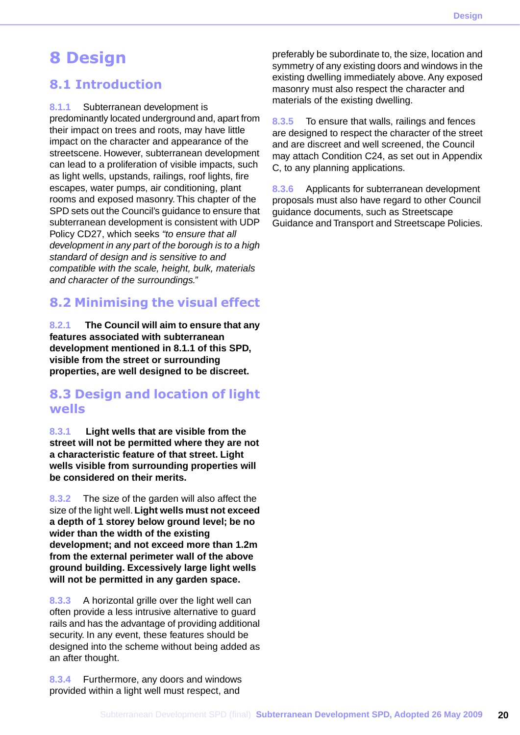# 8 Design

## 8.1 Introduction

8.1.1 Subterranean development is predominantly located underground and, apart from their impact on trees and roots, may have little impact on the character and appearance of the streetscene. However, subterranean development can lead to a proliferation of visible impacts, such as light wells, upstands, railings, roof lights, fire escapes, water pumps, air conditioning, plant rooms and exposed masonry. This chapter of the SPD sets out the Council's guidance to ensure that subterranean development is consistent with UDP Policy CD27, which seeks *"to ensure that all development in any part of the borough is to a high standard of design and is sensitive to and compatible with the scale, height, bulk, materials and character of the surroundings."*

## 8.2 Minimising the visual effect

8.2.1 **The Council will aim to ensure that any features associated with subterranean development mentioned in 8.1.1 of this SPD, visible from the street or surrounding properties, are well designed to be discreet.**

## 8.3 Design and location of light wells

8.3.1 **Light wells that are visible from the street will not be permitted where they are not a characteristic feature of that street. Light wells visible from surrounding properties will be considered on their merits.**

8.3.2 The size of the garden will also affect the size of the light well. **Light wells must not exceed a depth of 1 storey below ground level; be no wider than the width of the existing development; and not exceed more than 1.2m from the external perimeter wall of the above ground building. Excessively large light wells will not be permitted in any garden space.**

8.3.3 A horizontal grille over the light well can often provide a less intrusive alternative to guard rails and has the advantage of providing additional security. In any event, these features should be designed into the scheme without being added as an after thought.

8.3.4 Furthermore, any doors and windows provided within a light well must respect, and preferably be subordinate to, the size, location and symmetry of any existing doors and windows in the existing dwelling immediately above. Any exposed masonry must also respect the character and materials of the existing dwelling.

8.3.5 To ensure that walls, railings and fences are designed to respect the character of the street and are discreet and well screened, the Council may attach Condition C24, as set out in Appendix C, to any planning applications.

8.3.6 Applicants for subterranean development proposals must also have regard to other Council guidance documents, such as Streetscape Guidance and Transport and Streetscape Policies.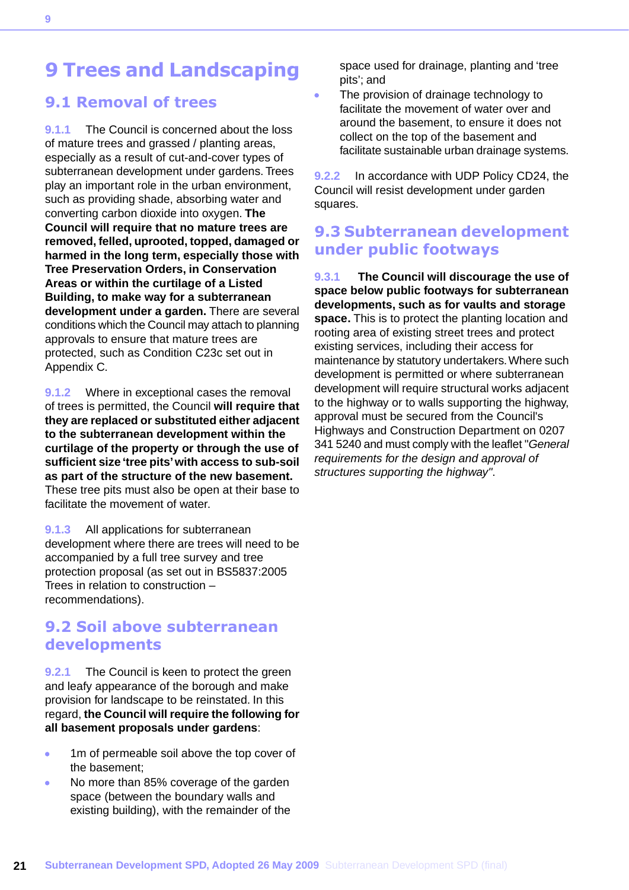# 9 Trees and Landscaping

## 9.1 Removal of trees

9.1.1 The Council is concerned about the loss of mature trees and grassed / planting areas, especially as a result of cut-and-cover types of subterranean development under gardens. Trees play an important role in the urban environment, such as providing shade, absorbing water and converting carbon dioxide into oxygen. **The Council will require that no mature trees are removed, felled, uprooted, topped, damaged or harmed in the long term, especially those with Tree Preservation Orders, in Conservation Areas or within the curtilage of a Listed Building, to make way for a subterranean development under a garden.** There are several conditions which the Council may attach to planning approvals to ensure that mature trees are protected, such as Condition C23c set out in Appendix C.

9.1.2 Where in exceptional cases the removal of trees is permitted, the Council **will require that they are replaced or substituted either adjacent to the subterranean development within the curtilage of the property or through the use of sufficient size 'tree pits' with access to sub-soil as part of the structure of the new basement.** These tree pits must also be open at their base to facilitate the movement of water.

9.1.3 All applications for subterranean development where there are trees will need to be accompanied by a full tree survey and tree protection proposal (as set out in BS5837:2005 Trees in relation to construction – recommendations).

## 9.2 Soil above subterranean developments

9.2.1 The Council is keen to protect the green and leafy appearance of the borough and make provision for landscape to be reinstated. In this regard, **the Council will require the following for all basement proposals under gardens**:

- 1m of permeable soil above the top cover of the basement;
- No more than 85% coverage of the garden space (between the boundary walls and existing building), with the remainder of the space used for drainage, planting and 'tree pits'; and
- The provision of drainage technology to facilitate the movement of water over and around the basement, to ensure it does not collect on the top of the basement and facilitate sustainable urban drainage systems.

9.2.2 In accordance with UDP Policy CD24, the Council will resist development under garden squares.

## 9.3 Subterranean development under public footways

9.3.1 **The Council will discourage the use of space below public footways for subterranean developments, such as for vaults and storage space.** This is to protect the planting location and rooting area of existing street trees and protect existing services, including their access for maintenance by statutory undertakers. Where such development is permitted or where subterranean development will require structural works adjacent to the highway or to walls supporting the highway, approval must be secured from the Council's Highways and Construction Department on 0207 341 5240 and must comply with the leaflet "*General requirements for the design and approval of structures supporting the highway*".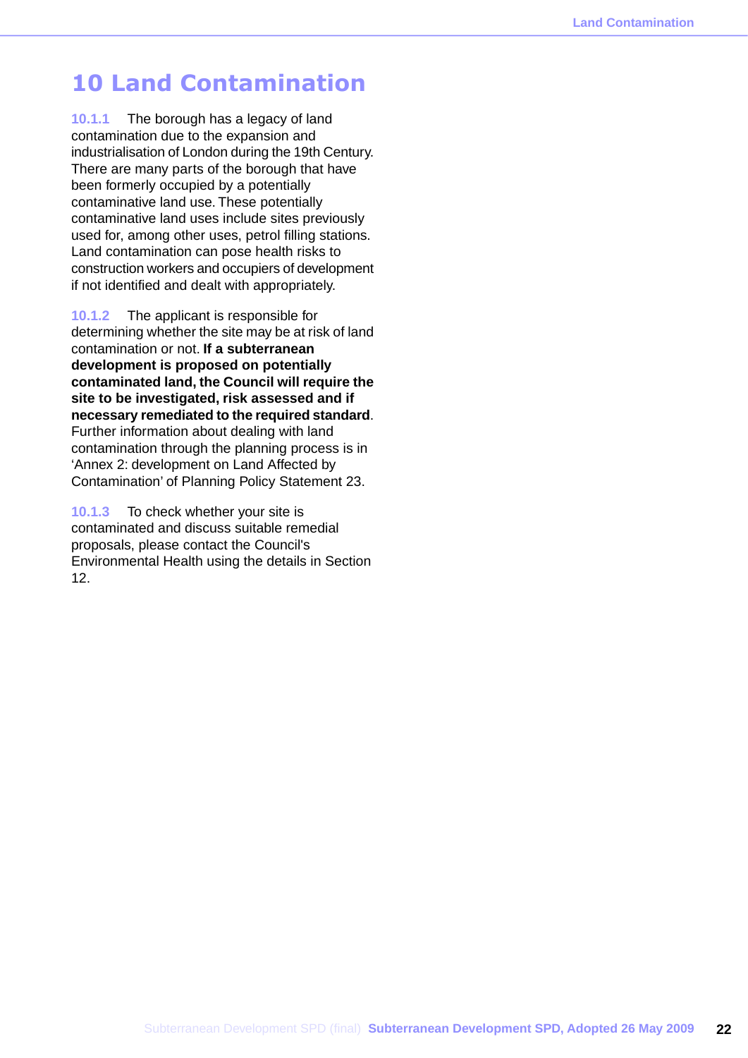# 10 Land Contamination

**10.1.1** The borough has a legacy of land contamination due to the expansion and industrialisation of London during the 19th Century. There are many parts of the borough that have been formerly occupied by a potentially contaminative land use. These potentially contaminative land uses include sites previously used for, among other uses, petrol filling stations. Land contamination can pose health risks to construction workers and occupiers of development if not identified and dealt with appropriately.

**10.1.2** The applicant is responsible for determining whether the site may be at risk of land contamination or not. **If a subterranean development is proposed on potentially contaminated land, the Council will require the site to be investigated, risk assessed and if necessary remediated to the required standard**. Further information about dealing with land contamination through the planning process is in 'Annex 2: development on Land Affected by Contamination' of Planning Policy Statement 23.

**10.1.3** To check whether your site is contaminated and discuss suitable remedial proposals, please contact the Council's Environmental Health using the details in Section 12.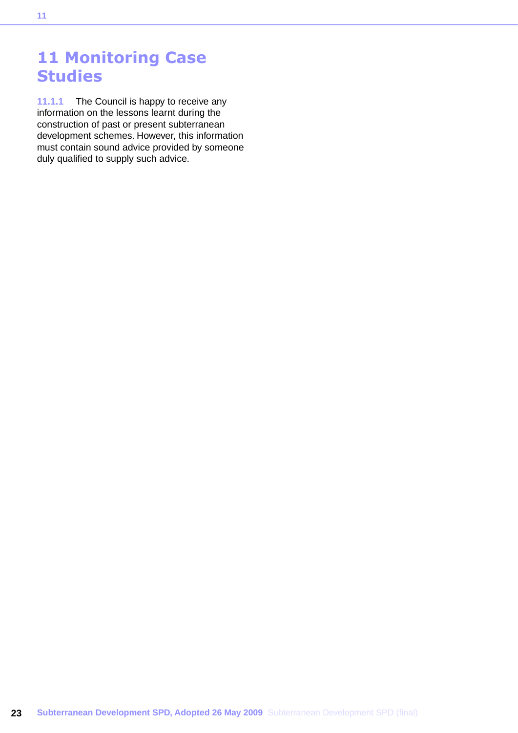# 11 Monitoring Case Studies

11.1.1 The Council is happy to receive any information on the lessons learnt during the construction of past or present subterranean development schemes. However, this information must contain sound advice provided by someone duly qualified to supply such advice.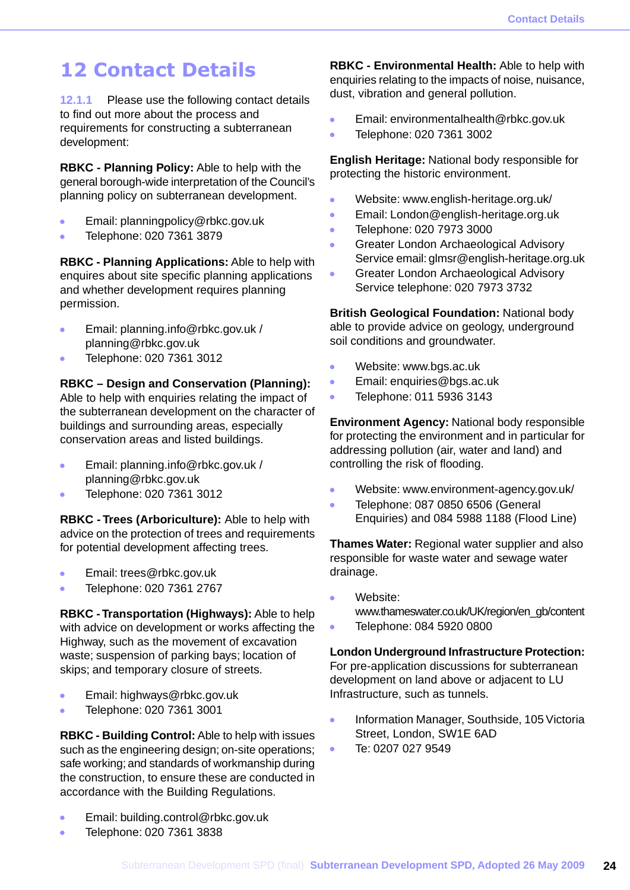# 12 Contact Details

12.1.1 Please use the following contact details to find out more about the process and requirements for constructing a subterranean development:

**RBKC - Planning Policy:** Able to help with the general borough-wide interpretation of the Council's planning policy on subterranean development.

- Email: planningpolicy@rbkc.gov.uk
- Telephone: 020 7361 3879

**RBKC - Planning Applications:** Able to help with enquires about site specific planning applications and whether development requires planning permission.

- Email: planning.info@rbkc.gov.uk / planning@rbkc.gov.uk
- Telephone: 020 7361 3012

**RBKC – Design and Conservation (Planning):** Able to help with enquiries relating the impact of the subterranean development on the character of buildings and surrounding areas, especially conservation areas and listed buildings.

- Email: planning.info@rbkc.gov.uk / planning@rbkc.gov.uk
- Telephone: 020 7361 3012

**RBKC - Trees (Arboriculture):** Able to help with advice on the protection of trees and requirements for potential development affecting trees.

- Email: trees@rbkc.gov.uk
- Telephone: 020 7361 2767

**RBKC - Transportation (Highways):** Able to help with advice on development or works affecting the Highway, such as the movement of excavation waste; suspension of parking bays; location of skips; and temporary closure of streets.

- Email: highways@rbkc.gov.uk
- Telephone: 020 7361 3001

**RBKC - Building Control:** Able to help with issues such as the engineering design; on-site operations; safe working; and standards of workmanship during the construction, to ensure these are conducted in accordance with the Building Regulations.

- Email: building.control@rbkc.gov.uk
- Telephone: 020 7361 3838

**RBKC - Environmental Health:** Able to help with enquiries relating to the impacts of noise, nuisance, dust, vibration and general pollution.

- Email: environmentalhealth@rbkc.gov.uk
- Telephone: 020 7361 3002

**English Heritage:** National body responsible for protecting the historic environment.

- Website: www.english-heritage.org.uk/
- Email: London@english-heritage.org.uk
- Telephone: 020 7973 3000
- Greater London Archaeological Advisory Service email: glmsr@english-heritage.org.uk
- Greater London Archaeological Advisory Service telephone: 020 7973 3732

**British Geological Foundation:** National body able to provide advice on geology, underground soil conditions and groundwater.

- Website: www.bgs.ac.uk
- Email: enquiries@bgs.ac.uk
- Telephone: 011 5936 3143

**Environment Agency:** National body responsible for protecting the environment and in particular for addressing pollution (air, water and land) and controlling the risk of flooding.

- Website: www.environment-agency.gov.uk/
- Telephone: 087 0850 6506 (General Enquiries) and 084 5988 1188 (Flood Line)

**Thames Water:** Regional water supplier and also responsible for waste water and sewage water drainage.

- Website: www.thameswater.co.uk/UK/region/en_gb/content
- Telephone: 084 5920 0800

**London Underground Infrastructure Protection:** For pre-application discussions for subterranean development on land above or adjacent to LU Infrastructure, such as tunnels.

- Information Manager, Southside, 105 Victoria Street, London, SW1E 6AD
- Te: 0207 027 9549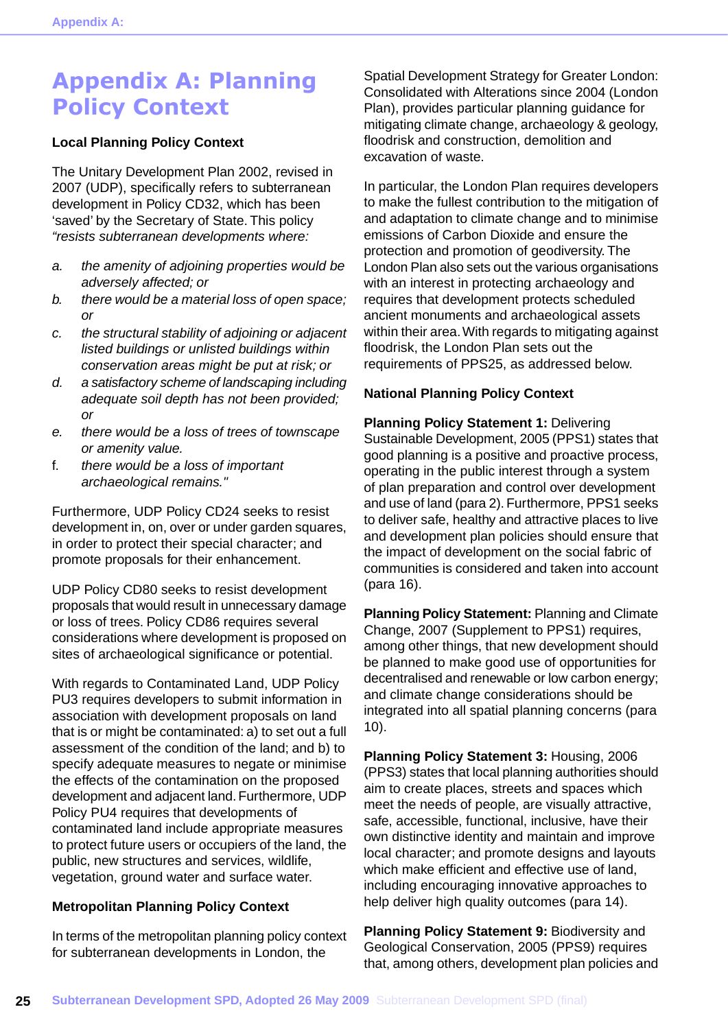# Appendix A: Planning Policy Context

### Local Planning Policy Context

The Unitary Development Plan 2002, revised in 2007 (UDP), specifically refers to subterranean development in Policy CD32, which has been 'saved' by the Secretary of State. This policy *"resists subterranean developments where:*

a. *the amenity of adjoining properties would be adversely affected; or*
b. *there would be a material loss of open space; or*
c. *the structural stability of adjoining or adjacent listed buildings or unlisted buildings within conservation areas might be put at risk; or*
d. *a satisfactory scheme of landscaping including adequate soil depth has not been provided; or*
e. *there would be a loss of trees of townscape or amenity value.*
f. *there would be a loss of important archaeological remains."*

Furthermore, UDP Policy CD24 seeks to resist development in, on, over or under garden squares, in order to protect their special character; and promote proposals for their enhancement.

UDP Policy CD80 seeks to resist development proposals that would result in unnecessary damage or loss of trees. Policy CD86 requires several considerations where development is proposed on sites of archaeological significance or potential.

With regards to Contaminated Land, UDP Policy PU3 requires developers to submit information in association with development proposals on land that is or might be contaminated: a) to set out a full assessment of the condition of the land; and b) to specify adequate measures to negate or minimise the effects of the contamination on the proposed development and adjacent land. Furthermore, UDP Policy PU4 requires that developments of contaminated land include appropriate measures to protect future users or occupiers of the land, the public, new structures and services, wildlife, vegetation, ground water and surface water.

### Metropolitan Planning Policy Context

In terms of the metropolitan planning policy context for subterranean developments in London, the Spatial Development Strategy for Greater London: Consolidated with Alterations since 2004 (London Plan), provides particular planning guidance for mitigating climate change, archaeology & geology, floodrisk and construction, demolition and excavation of waste.

In particular, the London Plan requires developers to make the fullest contribution to the mitigation of and adaptation to climate change and to minimise emissions of Carbon Dioxide and ensure the protection and promotion of geodiversity. The London Plan also sets out the various organisations with an interest in protecting archaeology and requires that development protects scheduled ancient monuments and archaeological assets within their area. With regards to mitigating against floodrisk, the London Plan sets out the requirements of PPS25, as addressed below.

### National Planning Policy Context

**Planning Policy Statement 1:** Delivering Sustainable Development, 2005 (PPS1) states that good planning is a positive and proactive process, operating in the public interest through a system of plan preparation and control over development and use of land (para 2). Furthermore, PPS1 seeks to deliver safe, healthy and attractive places to live and development plan policies should ensure that the impact of development on the social fabric of communities is considered and taken into account (para 16).

**Planning Policy Statement:** Planning and Climate Change, 2007 (Supplement to PPS1) requires, among other things, that new development should be planned to make good use of opportunities for decentralised and renewable or low carbon energy; and climate change considerations should be integrated into all spatial planning concerns (para 10).

**Planning Policy Statement 3:** Housing, 2006 (PPS3) states that local planning authorities should aim to create places, streets and spaces which meet the needs of people, are visually attractive, safe, accessible, functional, inclusive, have their own distinctive identity and maintain and improve local character; and promote designs and layouts which make efficient and effective use of land, including encouraging innovative approaches to help deliver high quality outcomes (para 14).

**Planning Policy Statement 9:** Biodiversity and Geological Conservation, 2005 (PPS9) requires that, among others, development plan policies and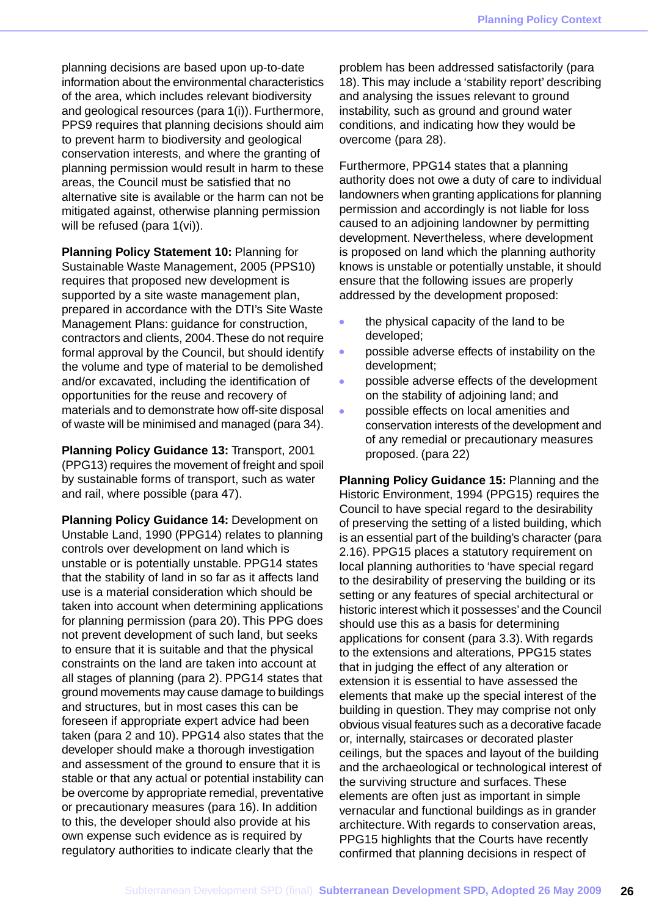planning decisions are based upon up-to-date information about the environmental characteristics of the area, which includes relevant biodiversity and geological resources (para 1(i)). Furthermore, PPS9 requires that planning decisions should aim to prevent harm to biodiversity and geological conservation interests, and where the granting of planning permission would result in harm to these areas, the Council must be satisfied that no alternative site is available or the harm can not be mitigated against, otherwise planning permission will be refused (para 1(vi)).

**Planning Policy Statement 10:** Planning for Sustainable Waste Management, 2005 (PPS10) requires that proposed new development is supported by a site waste management plan, prepared in accordance with the DTI's Site Waste Management Plans: guidance for construction, contractors and clients, 2004. These do not require formal approval by the Council, but should identify the volume and type of material to be demolished and/or excavated, including the identification of opportunities for the reuse and recovery of materials and to demonstrate how off-site disposal of waste will be minimised and managed (para 34).

**Planning Policy Guidance 13:** Transport, 2001 (PPG13) requires the movement of freight and spoil by sustainable forms of transport, such as water and rail, where possible (para 47).

**Planning Policy Guidance 14:** Development on Unstable Land, 1990 (PPG14) relates to planning controls over development on land which is unstable or is potentially unstable. PPG14 states that the stability of land in so far as it affects land use is a material consideration which should be taken into account when determining applications for planning permission (para 20). This PPG does not prevent development of such land, but seeks to ensure that it is suitable and that the physical constraints on the land are taken into account at all stages of planning (para 2). PPG14 states that ground movements may cause damage to buildings and structures, but in most cases this can be foreseen if appropriate expert advice had been taken (para 2 and 10). PPG14 also states that the developer should make a thorough investigation and assessment of the ground to ensure that it is stable or that any actual or potential instability can be overcome by appropriate remedial, preventative or precautionary measures (para 16). In addition to this, the developer should also provide at his own expense such evidence as is required by regulatory authorities to indicate clearly that the problem has been addressed satisfactorily (para 18). This may include a 'stability report' describing and analysing the issues relevant to ground instability, such as ground and ground water conditions, and indicating how they would be overcome (para 28).

Furthermore, PPG14 states that a planning authority does not owe a duty of care to individual landowners when granting applications for planning permission and accordingly is not liable for loss caused to an adjoining landowner by permitting development. Nevertheless, where development is proposed on land which the planning authority knows is unstable or potentially unstable, it should ensure that the following issues are properly addressed by the development proposed:

- the physical capacity of the land to be developed;
- possible adverse effects of instability on the development;
- possible adverse effects of the development on the stability of adjoining land; and
- possible effects on local amenities and conservation interests of the development and of any remedial or precautionary measures proposed. (para 22)

**Planning Policy Guidance 15:** Planning and the Historic Environment, 1994 (PPG15) requires the Council to have special regard to the desirability of preserving the setting of a listed building, which is an essential part of the building's character (para 2.16). PPG15 places a statutory requirement on local planning authorities to 'have special regard to the desirability of preserving the building or its setting or any features of special architectural or historic interest which it possesses' and the Council should use this as a basis for determining applications for consent (para 3.3). With regards to the extensions and alterations, PPG15 states that in judging the effect of any alteration or extension it is essential to have assessed the elements that make up the special interest of the building in question. They may comprise not only obvious visual features such as a decorative facade or, internally, staircases or decorated plaster ceilings, but the spaces and layout of the building and the archaeological or technological interest of the surviving structure and surfaces. These elements are often just as important in simple vernacular and functional buildings as in grander architecture. With regards to conservation areas, PPG15 highlights that the Courts have recently confirmed that planning decisions in respect of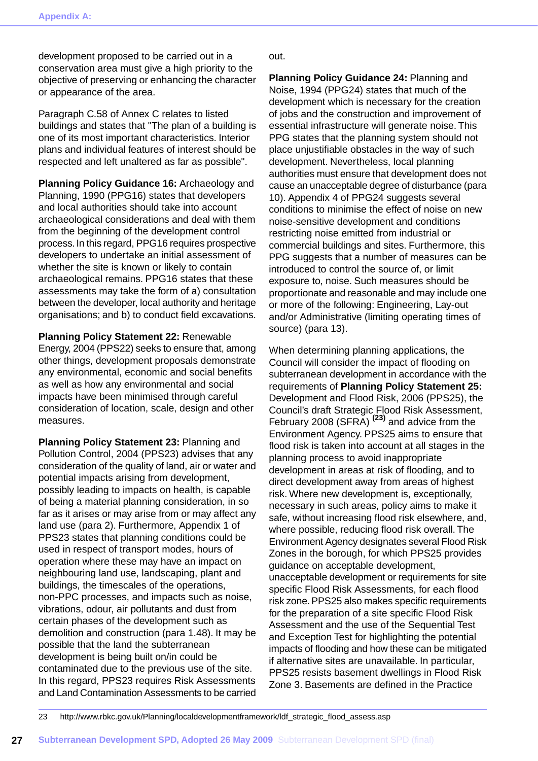development proposed to be carried out in a conservation area must give a high priority to the objective of preserving or enhancing the character or appearance of the area.

Paragraph C.58 of Annex C relates to listed buildings and states that "The plan of a building is one of its most important characteristics. Interior plans and individual features of interest should be respected and left unaltered as far as possible".

**Planning Policy Guidance 16:** Archaeology and Planning, 1990 (PPG16) states that developers and local authorities should take into account archaeological considerations and deal with them from the beginning of the development control process. In this regard, PPG16 requires prospective developers to undertake an initial assessment of whether the site is known or likely to contain archaeological remains. PPG16 states that these assessments may take the form of a) consultation between the developer, local authority and heritage organisations; and b) to conduct field excavations.

**Planning Policy Statement 22:** Renewable Energy, 2004 (PPS22) seeks to ensure that, among other things, development proposals demonstrate any environmental, economic and social benefits as well as how any environmental and social impacts have been minimised through careful consideration of location, scale, design and other measures.

**Planning Policy Statement 23:** Planning and Pollution Control, 2004 (PPS23) advises that any consideration of the quality of land, air or water and potential impacts arising from development, possibly leading to impacts on health, is capable of being a material planning consideration, in so far as it arises or may arise from or may affect any land use (para 2). Furthermore, Appendix 1 of PPS23 states that planning conditions could be used in respect of transport modes, hours of operation where these may have an impact on neighbouring land use, landscaping, plant and buildings, the timescales of the operations, non-PPC processes, and impacts such as noise, vibrations, odour, air pollutants and dust from certain phases of the development such as demolition and construction (para 1.48). It may be possible that the land the subterranean development is being built on/in could be contaminated due to the previous use of the site. In this regard, PPS23 requires Risk Assessments and Land Contamination Assessments to be carried out.

**Planning Policy Guidance 24:** Planning and Noise, 1994 (PPG24) states that much of the development which is necessary for the creation of jobs and the construction and improvement of essential infrastructure will generate noise. This PPG states that the planning system should not place unjustifiable obstacles in the way of such development. Nevertheless, local planning authorities must ensure that development does not cause an unacceptable degree of disturbance (para 10). Appendix 4 of PPG24 suggests several conditions to minimise the effect of noise on new noise-sensitive development and conditions restricting noise emitted from industrial or commercial buildings and sites. Furthermore, this PPG suggests that a number of measures can be introduced to control the source of, or limit exposure to, noise. Such measures should be proportionate and reasonable and may include one or more of the following: Engineering, Lay-out and/or Administrative (limiting operating times of source) (para 13).

When determining planning applications, the Council will consider the impact of flooding on subterranean development in accordance with the requirements of **Planning Policy Statement 25:** Development and Flood Risk, 2006 (PPS25), the Council's draft Strategic Flood Risk Assessment, February 2008 (SFRA) [23] and advice from the Environment Agency. PPS25 aims to ensure that flood risk is taken into account at all stages in the planning process to avoid inappropriate development in areas at risk of flooding, and to direct development away from areas of highest risk. Where new development is, exceptionally, necessary in such areas, policy aims to make it safe, without increasing flood risk elsewhere, and, where possible, reducing flood risk overall. The Environment Agency designates several Flood Risk Zones in the borough, for which PPS25 provides guidance on acceptable development, unacceptable development or requirements for site specific Flood Risk Assessments, for each flood risk zone. PPS25 also makes specific requirements for the preparation of a site specific Flood Risk Assessment and the use of the Sequential Test and Exception Test for highlighting the potential impacts of flooding and how these can be mitigated if alternative sites are unavailable. In particular, PPS25 resists basement dwellings in Flood Risk Zone 3. Basements are defined in the Practice

23 http://www.rbkc.gov.uk/Planning/localdevelopmentframework/ldf_strategic_flood_assess.asp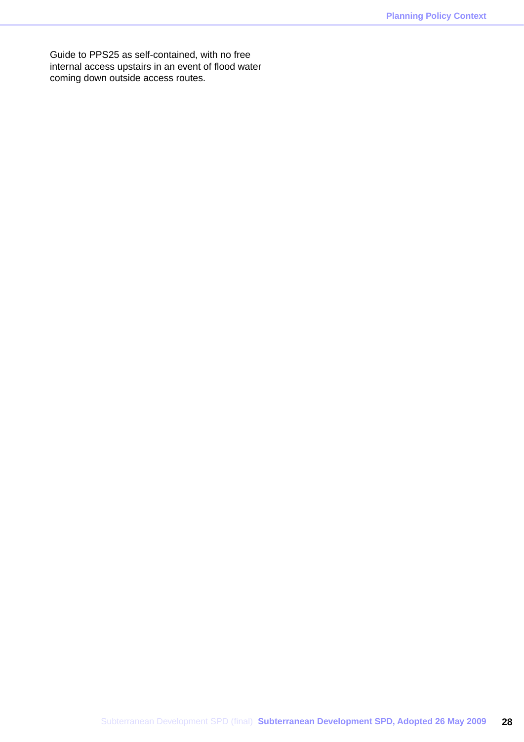Guide to PPS25 as self-contained, with no free internal access upstairs in an event of flood water coming down outside access routes.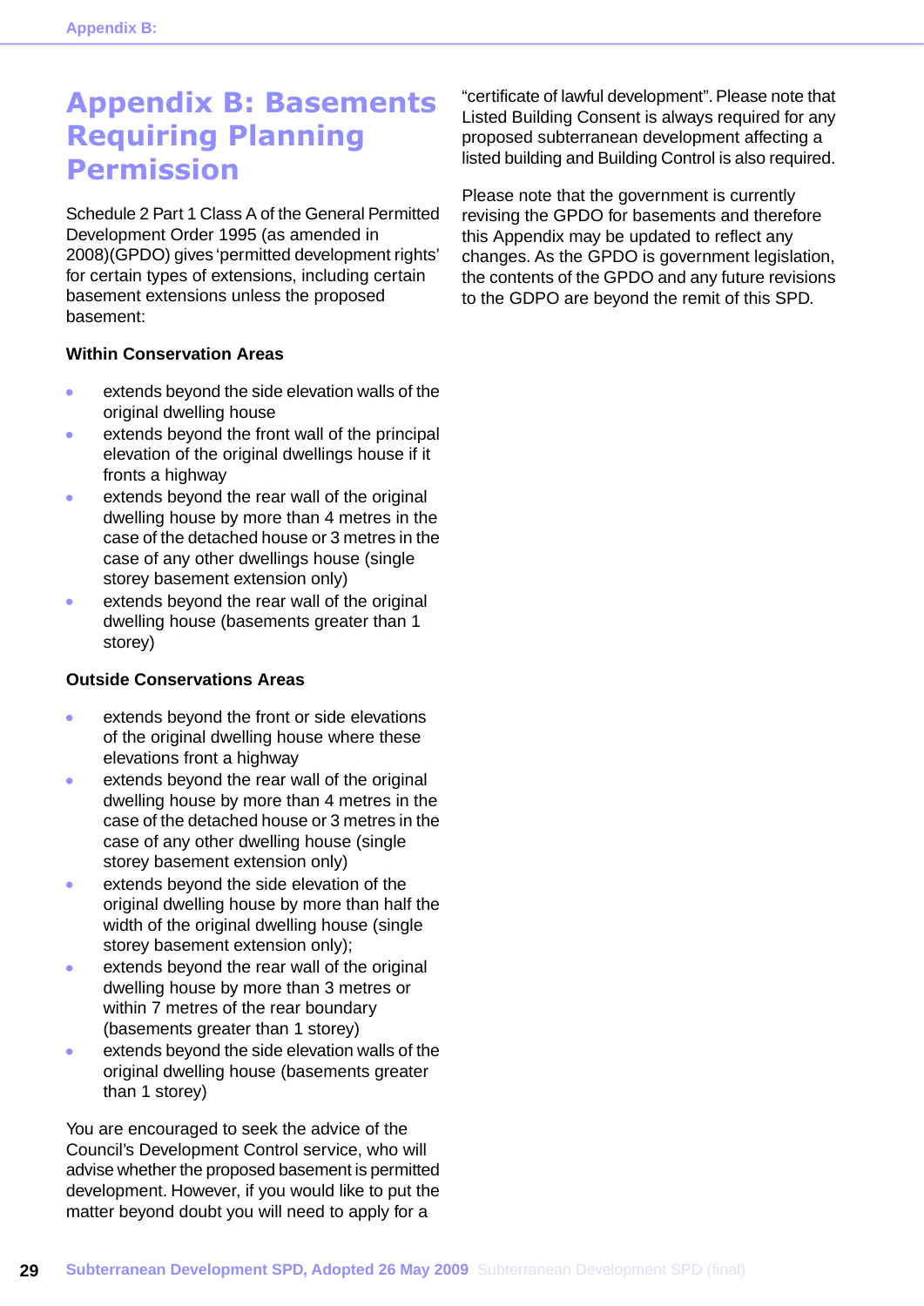# Appendix B: Basements Requiring Planning Permission

Schedule 2 Part 1 Class A of the General Permitted Development Order 1995 (as amended in 2008)(GPDO) gives 'permitted development rights' for certain types of extensions, including certain basement extensions unless the proposed basement:

**Within Conservation Areas**

- extends beyond the side elevation walls of the original dwelling house
- extends beyond the front wall of the principal elevation of the original dwellings house if it fronts a highway
- extends beyond the rear wall of the original dwelling house by more than 4 metres in the case of the detached house or 3 metres in the case of any other dwellings house (single storey basement extension only)
- extends beyond the rear wall of the original dwelling house (basements greater than 1 storey)

**Outside Conservations Areas**

- extends beyond the front or side elevations of the original dwelling house where these elevations front a highway
- extends beyond the rear wall of the original dwelling house by more than 4 metres in the case of the detached house or 3 metres in the case of any other dwelling house (single storey basement extension only)
- extends beyond the side elevation of the original dwelling house by more than half the width of the original dwelling house (single storey basement extension only);
- extends beyond the rear wall of the original dwelling house by more than 3 metres or within 7 metres of the rear boundary (basements greater than 1 storey)
- extends beyond the side elevation walls of the original dwelling house (basements greater than 1 storey)

You are encouraged to seek the advice of the Council's Development Control service, who will advise whether the proposed basement is permitted development. However, if you would like to put the matter beyond doubt you will need to apply for a "certificate of lawful development". Please note that Listed Building Consent is always required for any proposed subterranean development affecting a listed building and Building Control is also required.

Please note that the government is currently revising the GPDO for basements and therefore this Appendix may be updated to reflect any changes. As the GPDO is government legislation, the contents of the GPDO and any future revisions to the GDPO are beyond the remit of this SPD.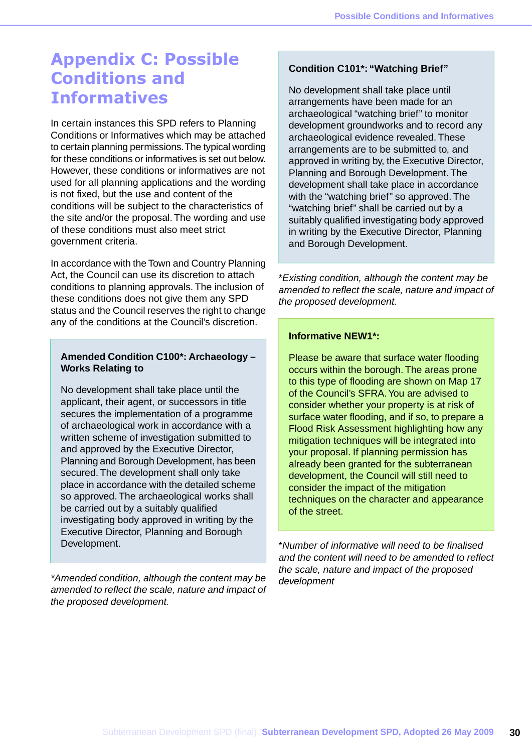# Appendix C: Possible Conditions and Informatives

In certain instances this SPD refers to Planning Conditions or Informatives which may be attached to certain planning permissions. The typical wording for these conditions or informatives is set out below. However, these conditions or informatives are not used for all planning applications and the wording is not fixed, but the use and content of the conditions will be subject to the characteristics of the site and/or the proposal. The wording and use of these conditions must also meet strict government criteria.

In accordance with the Town and Country Planning Act, the Council can use its discretion to attach conditions to planning approvals. The inclusion of these conditions does not give them any SPD status and the Council reserves the right to change any of the conditions at the Council's discretion.

**Amended Condition C100*: Archaeology – Works Relating to**

No development shall take place until the applicant, their agent, or successors in title secures the implementation of a programme of archaeological work in accordance with a written scheme of investigation submitted to and approved by the Executive Director, Planning and Borough Development, has been secured. The development shall only take place in accordance with the detailed scheme so approved. The archaeological works shall be carried out by a suitably qualified investigating body approved in writing by the Executive Director, Planning and Borough Development.

*\*Amended condition, although the content may be amended to reflect the scale, nature and impact of the proposed development.*

**Condition C101*: "Watching Brief"**

No development shall take place until arrangements have been made for an archaeological "watching brief" to monitor development groundworks and to record any archaeological evidence revealed. These arrangements are to be submitted to, and approved in writing by, the Executive Director, Planning and Borough Development. The development shall take place in accordance with the "watching brief" so approved. The "watching brief" shall be carried out by a suitably qualified investigating body approved in writing by the Executive Director, Planning and Borough Development.

*\*Existing condition, although the content may be amended to reflect the scale, nature and impact of the proposed development.*

**Informative NEW1*:**

Please be aware that surface water flooding occurs within the borough. The areas prone to this type of flooding are shown on Map 17 of the Council's SFRA. You are advised to consider whether your property is at risk of surface water flooding, and if so, to prepare a Flood Risk Assessment highlighting how any mitigation techniques will be integrated into your proposal. If planning permission has already been granted for the subterranean development, the Council will still need to consider the impact of the mitigation techniques on the character and appearance of the street.

*\*Number of informative will need to be finalised and the content will need to be amended to reflect the scale, nature and impact of the proposed development*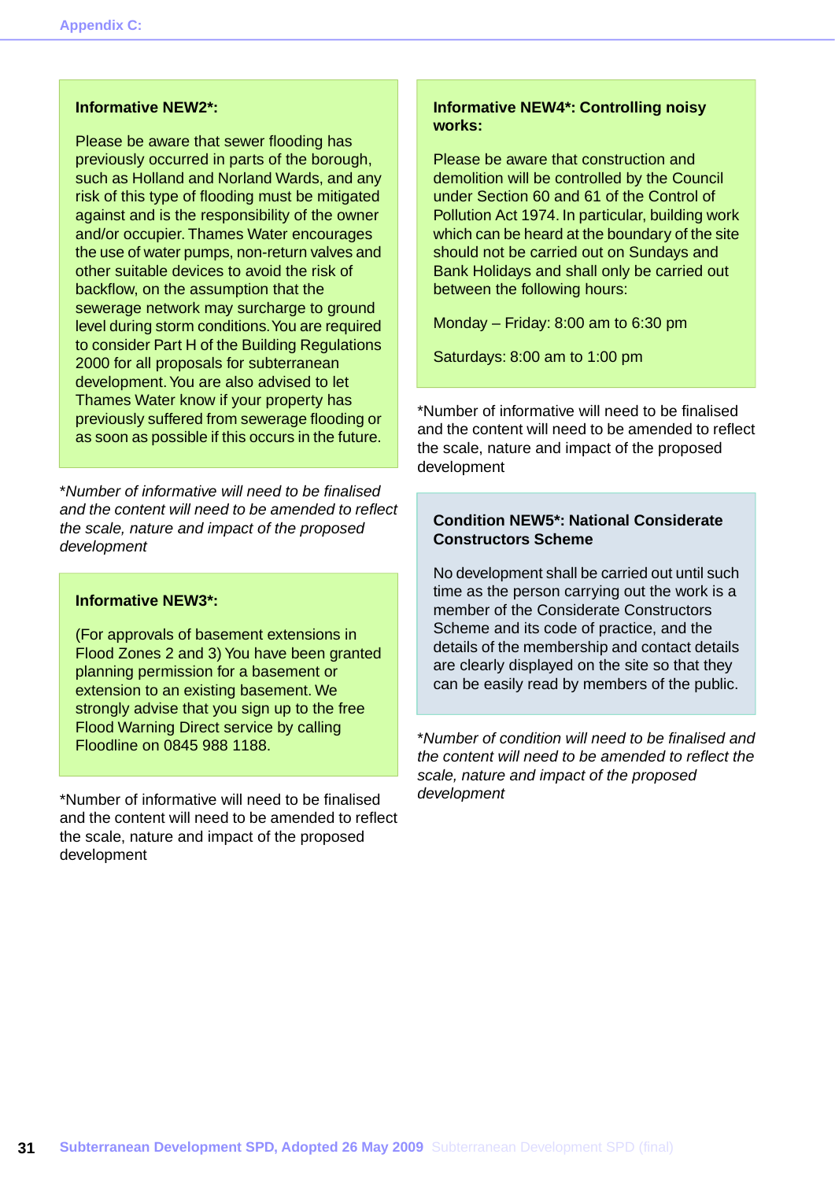**Informative NEW2*:**

Please be aware that sewer flooding has previously occurred in parts of the borough, such as Holland and Norland Wards, and any risk of this type of flooding must be mitigated against and is the responsibility of the owner and/or occupier. Thames Water encourages the use of water pumps, non-return valves and other suitable devices to avoid the risk of backflow, on the assumption that the sewerage network may surcharge to ground level during storm conditions. You are required to consider Part H of the Building Regulations 2000 for all proposals for subterranean development. You are also advised to let Thames Water know if your property has previously suffered from sewerage flooding or as soon as possible if this occurs in the future.

*\*Number of informative will need to be finalised and the content will need to be amended to reflect the scale, nature and impact of the proposed development*

**Informative NEW3*:**

(For approvals of basement extensions in Flood Zones 2 and 3) You have been granted planning permission for a basement or extension to an existing basement. We strongly advise that you sign up to the free Flood Warning Direct service by calling Floodline on 0845 988 1188.

*Number of informative will need to be finalised and the content will need to be amended to reflect the scale, nature and impact of the proposed development

**Informative NEW4*: Controlling noisy works:**

Please be aware that construction and demolition will be controlled by the Council under Section 60 and 61 of the Control of Pollution Act 1974. In particular, building work which can be heard at the boundary of the site should not be carried out on Sundays and Bank Holidays and shall only be carried out between the following hours:

Monday – Friday: 8:00 am to 6:30 pm

Saturdays: 8:00 am to 1:00 pm

*Number of informative will need to be finalised and the content will need to be amended to reflect the scale, nature and impact of the proposed development

**Condition NEW5*: National Considerate Constructors Scheme**

No development shall be carried out until such time as the person carrying out the work is a member of the Considerate Constructors Scheme and its code of practice, and the details of the membership and contact details are clearly displayed on the site so that they can be easily read by members of the public.

*\*Number of condition will need to be finalised and the content will need to be amended to reflect the scale, nature and impact of the proposed development*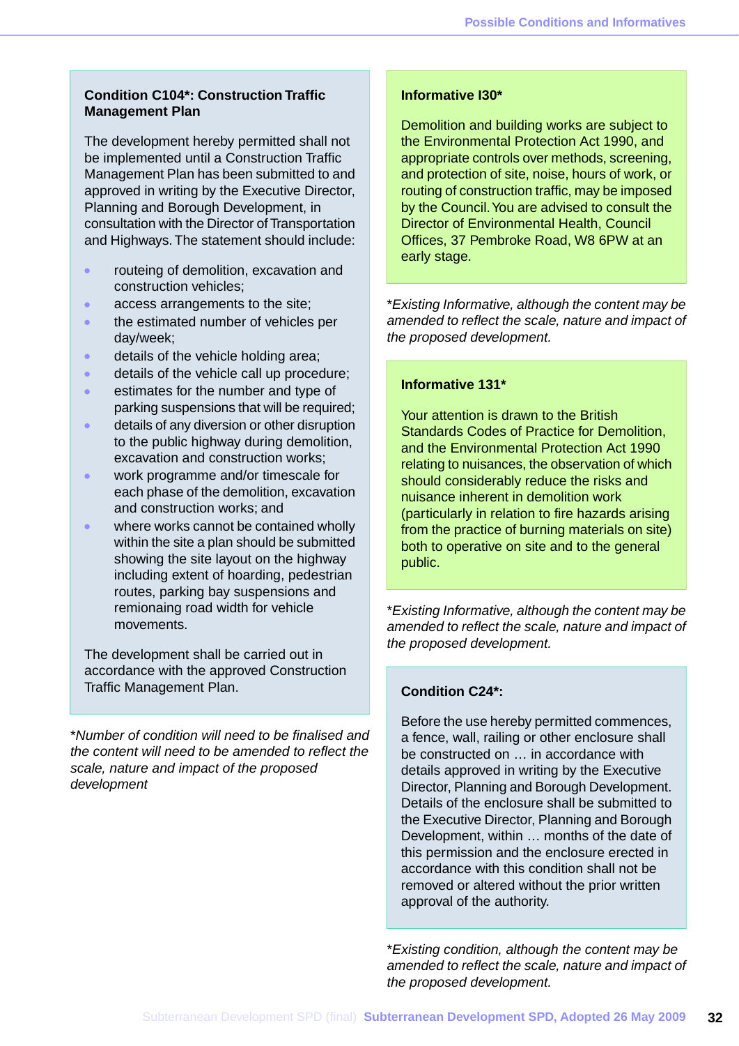### Condition C104*: Construction Traffic Management Plan

The development hereby permitted shall not be implemented until a Construction Traffic Management Plan has been submitted to and approved in writing by the Executive Director, Planning and Borough Development, in consultation with the Director of Transportation and Highways. The statement should include:

- routeing of demolition, excavation and construction vehicles;
- access arrangements to the site;
- the estimated number of vehicles per day/week;
- details of the vehicle holding area;
- details of the vehicle call up procedure;
- estimates for the number and type of parking suspensions that will be required;
- details of any diversion or other disruption to the public highway during demolition, excavation and construction works;
- work programme and/or timescale for each phase of the demolition, excavation and construction works; and
- where works cannot be contained wholly within the site a plan should be submitted showing the site layout on the highway including extent of hoarding, pedestrian routes, parking bay suspensions and remionaing road width for vehicle movements.

The development shall be carried out in accordance with the approved Construction Traffic Management Plan.

*\*Number of condition will need to be finalised and the content will need to be amended to reflect the scale, nature and impact of the proposed development*

### Informative I30*

Demolition and building works are subject to the Environmental Protection Act 1990, and appropriate controls over methods, screening, and protection of site, noise, hours of work, or routing of construction traffic, may be imposed by the Council. You are advised to consult the Director of Environmental Health, Council Offices, 37 Pembroke Road, W8 6PW at an early stage.

*\*Existing Informative, although the content may be amended to reflect the scale, nature and impact of the proposed development.*

### Informative 131*

Your attention is drawn to the British Standards Codes of Practice for Demolition, and the Environmental Protection Act 1990 relating to nuisances, the observation of which should considerably reduce the risks and nuisance inherent in demolition work (particularly in relation to fire hazards arising from the practice of burning materials on site) both to operative on site and to the general public.

*\*Existing Informative, although the content may be amended to reflect the scale, nature and impact of the proposed development.*

### Condition C24*:

Before the use hereby permitted commences, a fence, wall, railing or other enclosure shall be constructed on … in accordance with details approved in writing by the Executive Director, Planning and Borough Development. Details of the enclosure shall be submitted to the Executive Director, Planning and Borough Development, within … months of the date of this permission and the enclosure erected in accordance with this condition shall not be removed or altered without the prior written approval of the authority.

*\*Existing condition, although the content may be amended to reflect the scale, nature and impact of the proposed development.*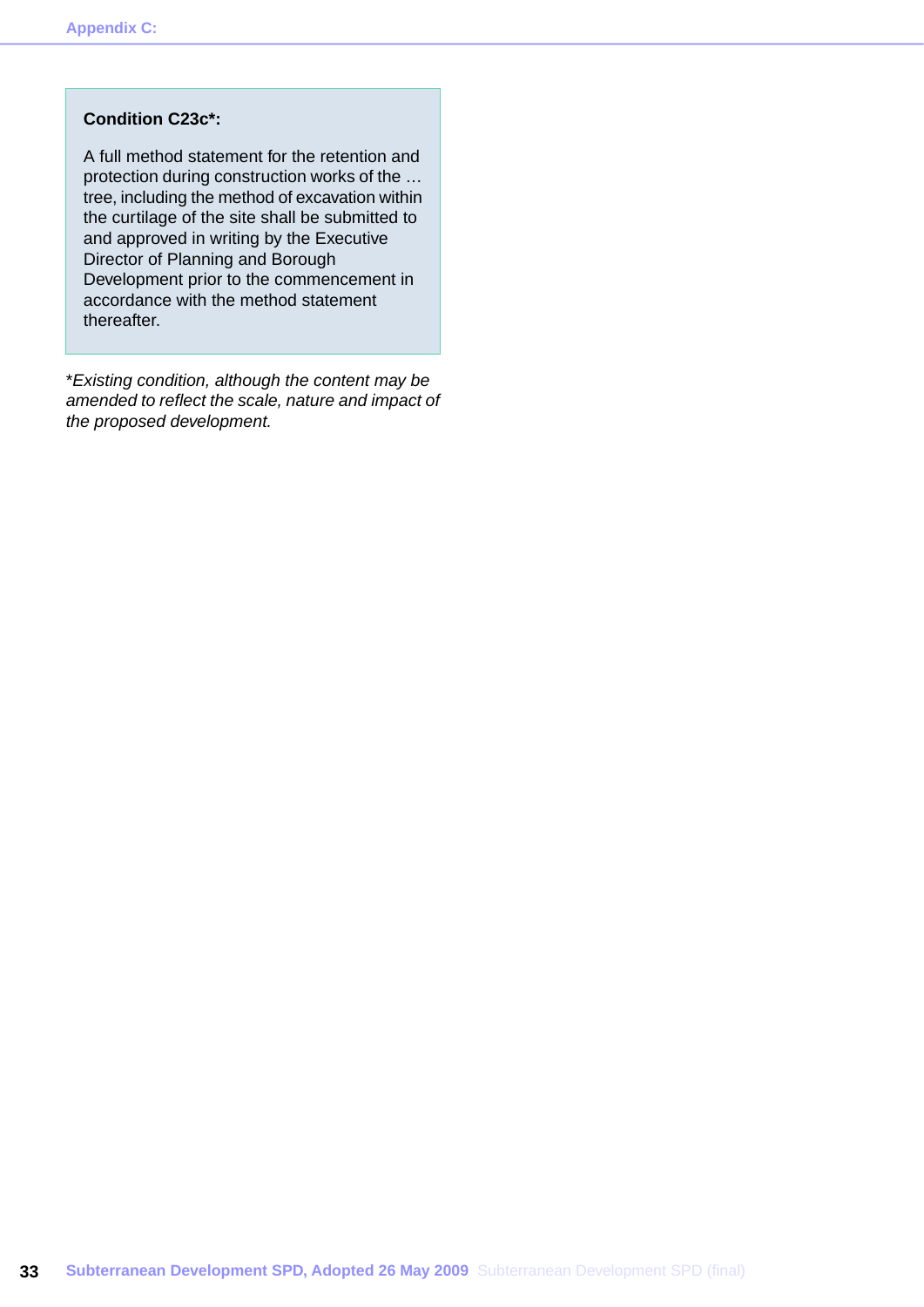**Condition C23c*:**

A full method statement for the retention and protection during construction works of the … tree, including the method of excavation within the curtilage of the site shall be submitted to and approved in writing by the Executive Director of Planning and Borough Development prior to the commencement in accordance with the method statement thereafter.

**Existing condition, although the content may be amended to reflect the scale, nature and impact of the proposed development.*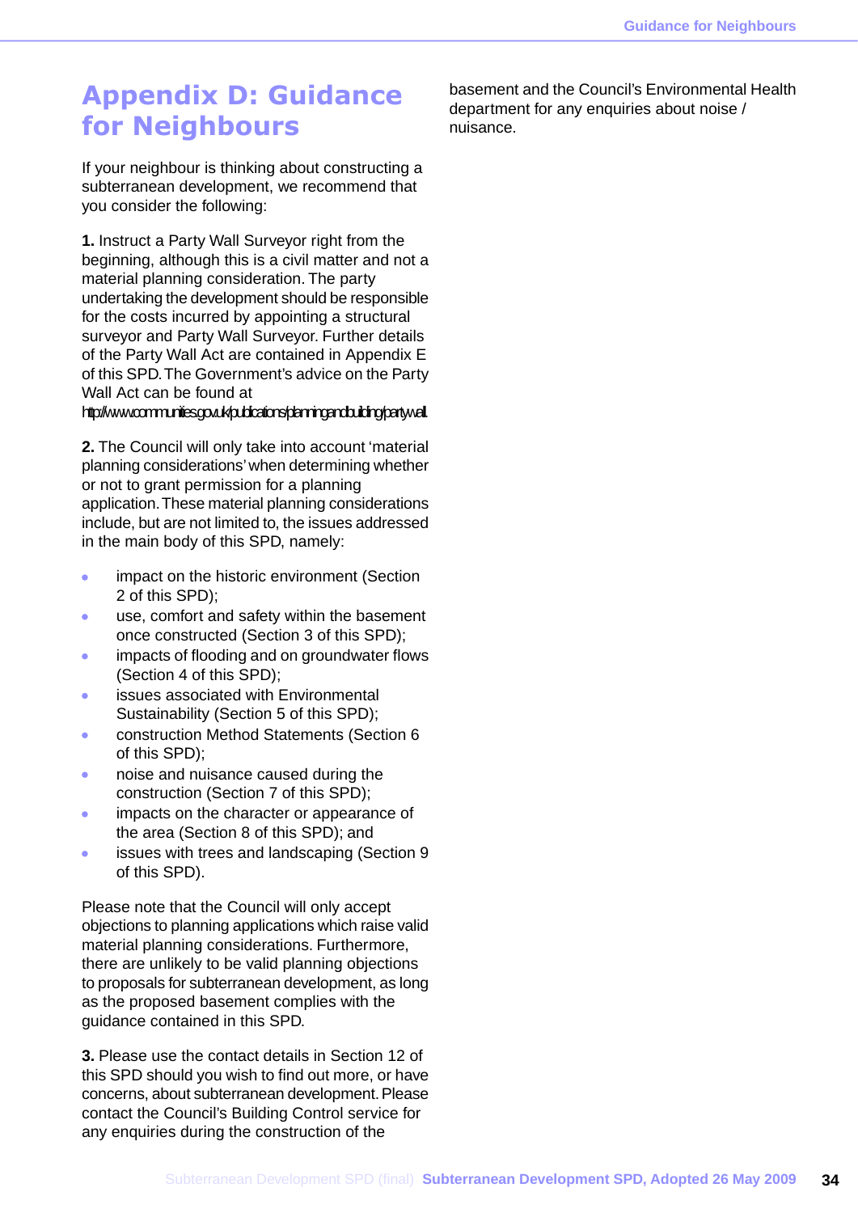# Appendix D: Guidance for Neighbours

If your neighbour is thinking about constructing a subterranean development, we recommend that you consider the following:

**1.** Instruct a Party Wall Surveyor right from the beginning, although this is a civil matter and not a material planning consideration. The party undertaking the development should be responsible for the costs incurred by appointing a structural surveyor and Party Wall Surveyor. Further details of the Party Wall Act are contained in Appendix E of this SPD. The Government's advice on the Party Wall Act can be found at http://www.communities.gov.uk/publications/planningandbuilding/partywall.

**2.** The Council will only take into account 'material planning considerations' when determining whether or not to grant permission for a planning application. These material planning considerations include, but are not limited to, the issues addressed in the main body of this SPD, namely:

- impact on the historic environment (Section 2 of this SPD);
- use, comfort and safety within the basement once constructed (Section 3 of this SPD);
- impacts of flooding and on groundwater flows (Section 4 of this SPD);
- issues associated with Environmental Sustainability (Section 5 of this SPD);
- construction Method Statements (Section 6 of this SPD);
- noise and nuisance caused during the construction (Section 7 of this SPD);
- impacts on the character or appearance of the area (Section 8 of this SPD); and
- issues with trees and landscaping (Section 9 of this SPD).

Please note that the Council will only accept objections to planning applications which raise valid material planning considerations. Furthermore, there are unlikely to be valid planning objections to proposals for subterranean development, as long as the proposed basement complies with the guidance contained in this SPD.

**3.** Please use the contact details in Section 12 of this SPD should you wish to find out more, or have concerns, about subterranean development. Please contact the Council's Building Control service for any enquiries during the construction of the basement and the Council's Environmental Health department for any enquiries about noise / nuisance.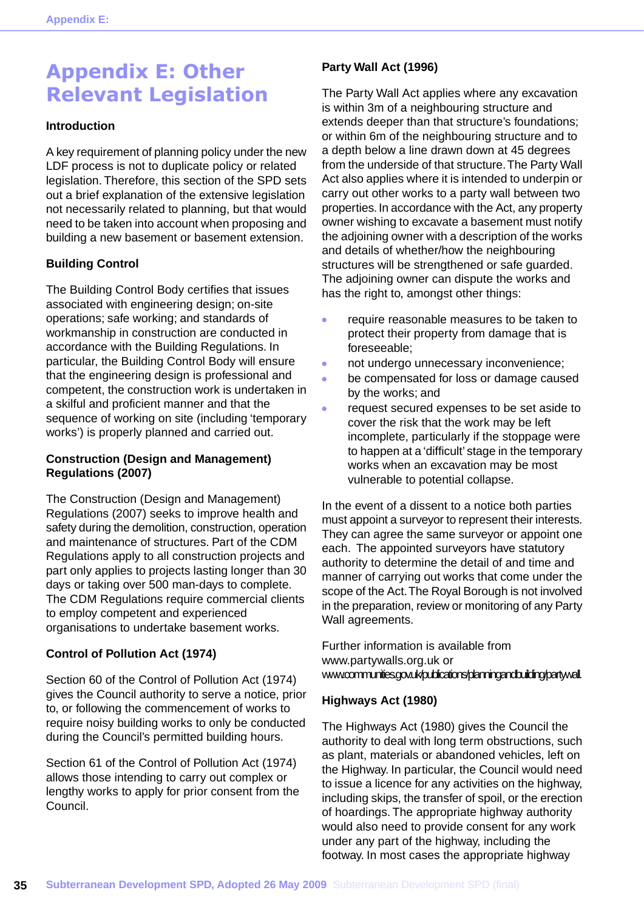# Appendix E: Other Relevant Legislation

### Introduction

A key requirement of planning policy under the new LDF process is not to duplicate policy or related legislation. Therefore, this section of the SPD sets out a brief explanation of the extensive legislation not necessarily related to planning, but that would need to be taken into account when proposing and building a new basement or basement extension.

### Building Control

The Building Control Body certifies that issues associated with engineering design; on-site operations; safe working; and standards of workmanship in construction are conducted in accordance with the Building Regulations. In particular, the Building Control Body will ensure that the engineering design is professional and competent, the construction work is undertaken in a skilful and proficient manner and that the sequence of working on site (including 'temporary works') is properly planned and carried out.

### Construction (Design and Management) Regulations (2007)

The Construction (Design and Management) Regulations (2007) seeks to improve health and safety during the demolition, construction, operation and maintenance of structures. Part of the CDM Regulations apply to all construction projects and part only applies to projects lasting longer than 30 days or taking over 500 man-days to complete. The CDM Regulations require commercial clients to employ competent and experienced organisations to undertake basement works.

### Control of Pollution Act (1974)

Section 60 of the Control of Pollution Act (1974) gives the Council authority to serve a notice, prior to, or following the commencement of works to require noisy building works to only be conducted during the Council's permitted building hours.

Section 61 of the Control of Pollution Act (1974) allows those intending to carry out complex or lengthy works to apply for prior consent from the Council.

### Party Wall Act (1996)

The Party Wall Act applies where any excavation is within 3m of a neighbouring structure and extends deeper than that structure's foundations; or within 6m of the neighbouring structure and to a depth below a line drawn down at 45 degrees from the underside of that structure. The Party Wall Act also applies where it is intended to underpin or carry out other works to a party wall between two properties. In accordance with the Act, any property owner wishing to excavate a basement must notify the adjoining owner with a description of the works and details of whether/how the neighbouring structures will be strengthened or safe guarded. The adjoining owner can dispute the works and has the right to, amongst other things:

- require reasonable measures to be taken to protect their property from damage that is foreseeable;
- not undergo unnecessary inconvenience;
- be compensated for loss or damage caused by the works; and
- request secured expenses to be set aside to cover the risk that the work may be left incomplete, particularly if the stoppage were to happen at a 'difficult' stage in the temporary works when an excavation may be most vulnerable to potential collapse.

In the event of a dissent to a notice both parties must appoint a surveyor to represent their interests. They can agree the same surveyor or appoint one each. The appointed surveyors have statutory authority to determine the detail of and time and manner of carrying out works that come under the scope of the Act. The Royal Borough is not involved in the preparation, review or monitoring of any Party Wall agreements.

Further information is available from www.partywalls.org.uk or www.communities.gov.uk/publications/planningandbuilding/partywall.

### Highways Act (1980)

The Highways Act (1980) gives the Council the authority to deal with long term obstructions, such as plant, materials or abandoned vehicles, left on the Highway. In particular, the Council would need to issue a licence for any activities on the highway, including skips, the transfer of spoil, or the erection of hoardings. The appropriate highway authority would also need to provide consent for any work under any part of the highway, including the footway. In most cases the appropriate highway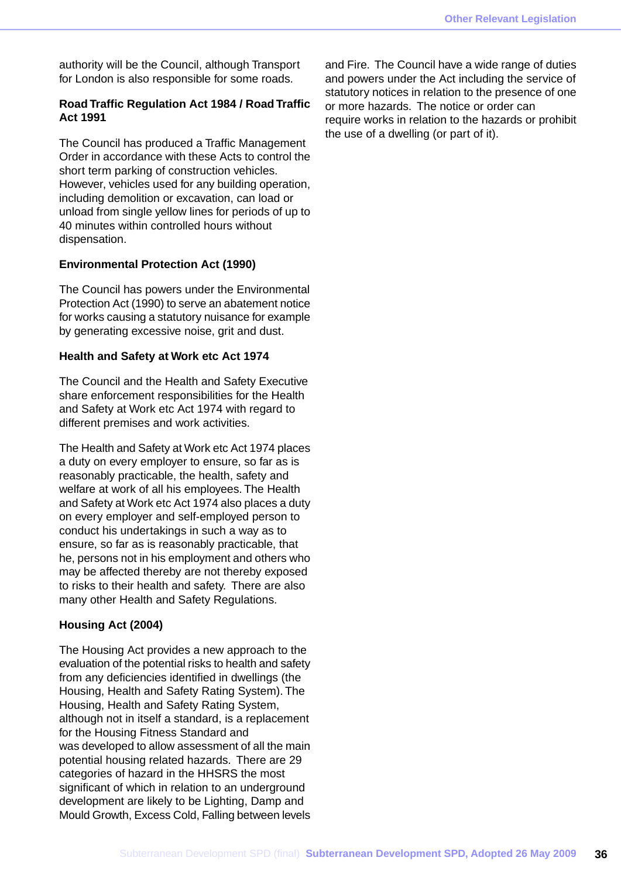authority will be the Council, although Transport for London is also responsible for some roads.

**Road Traffic Regulation Act 1984 / Road Traffic Act 1991**

The Council has produced a Traffic Management Order in accordance with these Acts to control the short term parking of construction vehicles. However, vehicles used for any building operation, including demolition or excavation, can load or unload from single yellow lines for periods of up to 40 minutes within controlled hours without dispensation.

**Environmental Protection Act (1990)**

The Council has powers under the Environmental Protection Act (1990) to serve an abatement notice for works causing a statutory nuisance for example by generating excessive noise, grit and dust.

**Health and Safety at Work etc Act 1974**

The Council and the Health and Safety Executive share enforcement responsibilities for the Health and Safety at Work etc Act 1974 with regard to different premises and work activities.

The Health and Safety at Work etc Act 1974 places a duty on every employer to ensure, so far as is reasonably practicable, the health, safety and welfare at work of all his employees. The Health and Safety at Work etc Act 1974 also places a duty on every employer and self-employed person to conduct his undertakings in such a way as to ensure, so far as is reasonably practicable, that he, persons not in his employment and others who may be affected thereby are not thereby exposed to risks to their health and safety. There are also many other Health and Safety Regulations.

**Housing Act (2004)**

The Housing Act provides a new approach to the evaluation of the potential risks to health and safety from any deficiencies identified in dwellings (the Housing, Health and Safety Rating System). The Housing, Health and Safety Rating System, although not in itself a standard, is a replacement for the Housing Fitness Standard and was developed to allow assessment of all the main potential housing related hazards. There are 29 categories of hazard in the HHSRS the most significant of which in relation to an underground development are likely to be Lighting, Damp and Mould Growth, Excess Cold, Falling between levels and Fire. The Council have a wide range of duties and powers under the Act including the service of statutory notices in relation to the presence of one or more hazards. The notice or order can require works in relation to the hazards or prohibit the use of a dwelling (or part of it).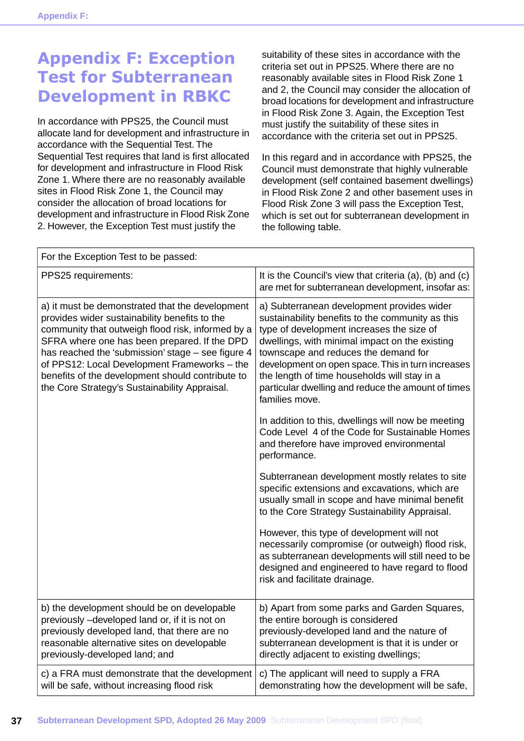# Appendix F: Exception Test for Subterranean Development in RBKC

In accordance with PPS25, the Council must allocate land for development and infrastructure in accordance with the Sequential Test. The Sequential Test requires that land is first allocated for development and infrastructure in Flood Risk Zone 1. Where there are no reasonably available sites in Flood Risk Zone 1, the Council may consider the allocation of broad locations for development and infrastructure in Flood Risk Zone 2. However, the Exception Test must justify the suitability of these sites in accordance with the criteria set out in PPS25. Where there are no reasonably available sites in Flood Risk Zone 1 and 2, the Council may consider the allocation of broad locations for development and infrastructure in Flood Risk Zone 3. Again, the Exception Test must justify the suitability of these sites in accordance with the criteria set out in PPS25.

In this regard and in accordance with PPS25, the Council must demonstrate that highly vulnerable development (self contained basement dwellings) in Flood Risk Zone 2 and other basement uses in Flood Risk Zone 3 will pass the Exception Test, which is set out for subterranean development in the following table.

| For the Exception Test to be passed: | |
|---|---|
| PPS25 requirements: | It is the Council's view that criteria (a), (b) and (c) are met for subterranean development, insofar as: |
| a) it must be demonstrated that the development provides wider sustainability benefits to the community that outweigh flood risk, informed by a SFRA where one has been prepared. If the DPD has reached the 'submission' stage – see figure 4 of PPS12: Local Development Frameworks – the benefits of the development should contribute to the Core Strategy's Sustainability Appraisal. | a) Subterranean development provides wider sustainability benefits to the community as this type of development increases the size of dwellings, with minimal impact on the existing townscape and reduces the demand for development on open space. This in turn increases the length of time households will stay in a particular dwelling and reduce the amount of times families move.<br><br>In addition to this, dwellings will now be meeting Code Level 4 of the Code for Sustainable Homes and therefore have improved environmental performance.<br><br>Subterranean development mostly relates to site specific extensions and excavations, which are usually small in scope and have minimal benefit to the Core Strategy Sustainability Appraisal.<br><br>However, this type of development will not necessarily compromise (or outweigh) flood risk, as subterranean developments will still need to be designed and engineered to have regard to flood risk and facilitate drainage. |
| b) the development should be on developable previously –developed land or, if it is not on previously developed land, that there are no reasonable alternative sites on developable previously-developed land; and | b) Apart from some parks and Garden Squares, the entire borough is considered previously-developed land and the nature of subterranean development is that it is under or directly adjacent to existing dwellings; |
| c) a FRA must demonstrate that the development will be safe, without increasing flood risk | c) The applicant will need to supply a FRA demonstrating how the development will be safe, |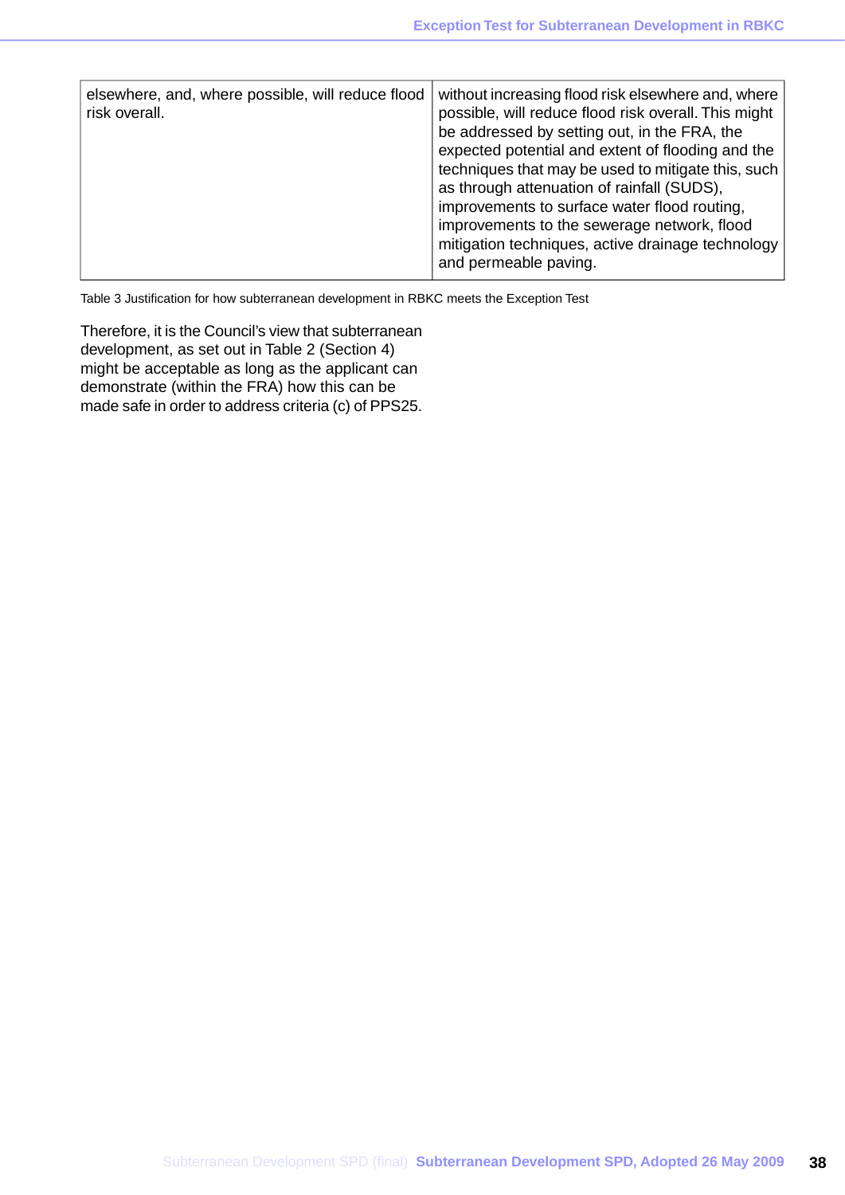| | |
|---|---|
| elsewhere, and, where possible, will reduce flood risk overall. | without increasing flood risk elsewhere and, where possible, will reduce flood risk overall. This might be addressed by setting out, in the FRA, the expected potential and extent of flooding and the techniques that may be used to mitigate this, such as through attenuation of rainfall (SUDS), improvements to surface water flood routing, improvements to the sewerage network, flood mitigation techniques, active drainage technology and permeable paving. |

Table 3 Justification for how subterranean development in RBKC meets the Exception Test

Therefore, it is the Council's view that subterranean development, as set out in Table 2 (Section 4) might be acceptable as long as the applicant can demonstrate (within the FRA) how this can be made safe in order to address criteria (c) of PPS25.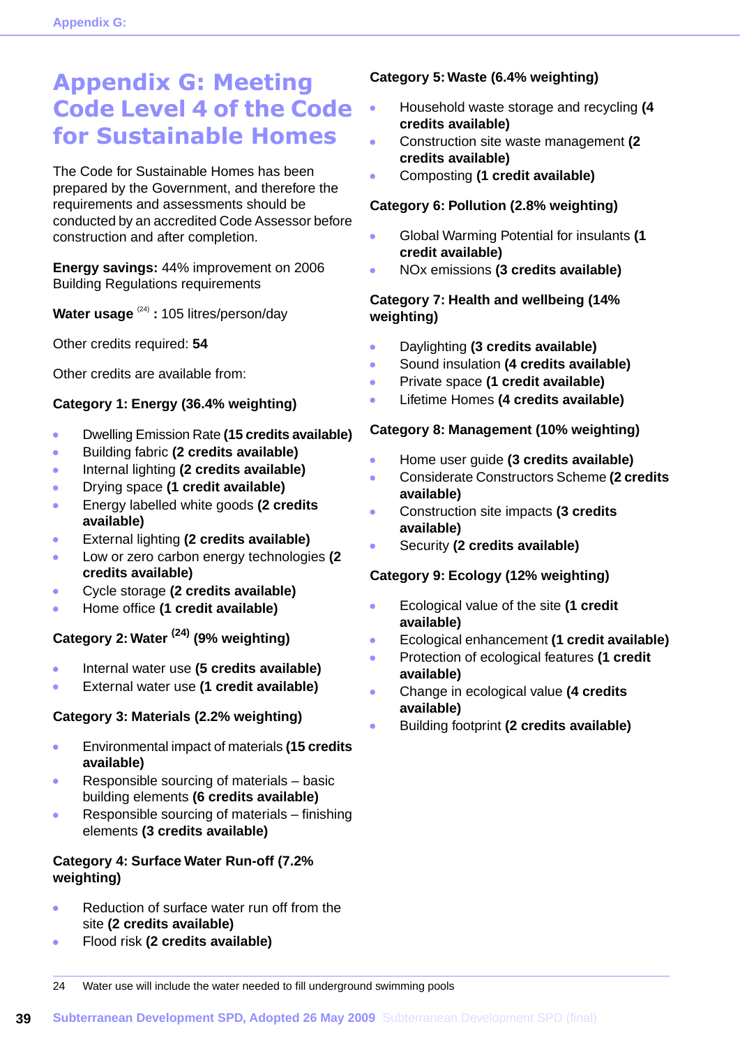# Appendix G: Meeting Code Level 4 of the Code for Sustainable Homes

The Code for Sustainable Homes has been prepared by the Government, and therefore the requirements and assessments should be conducted by an accredited Code Assessor before construction and after completion.

**Energy savings:** 44% improvement on 2006 Building Regulations requirements

**Water usage** [24] **:** 105 litres/person/day

Other credits required: **54**

Other credits are available from:

**Category 1: Energy (36.4% weighting)**

- Dwelling Emission Rate **(15 credits available)**
- Building fabric **(2 credits available)**
- Internal lighting **(2 credits available)**
- Drying space **(1 credit available)**
- Energy labelled white goods **(2 credits available)**
- External lighting **(2 credits available)**
- Low or zero carbon energy technologies **(2 credits available)**
- Cycle storage **(2 credits available)**
- Home office **(1 credit available)**

**Category 2: Water [24] (9% weighting)**

- Internal water use **(5 credits available)**
- External water use **(1 credit available)**

**Category 3: Materials (2.2% weighting)**

- Environmental impact of materials **(15 credits available)**
- Responsible sourcing of materials – basic building elements **(6 credits available)**
- Responsible sourcing of materials – finishing elements **(3 credits available)**

**Category 4: Surface Water Run-off (7.2% weighting)**

- Reduction of surface water run off from the site **(2 credits available)**
- Flood risk **(2 credits available)**

**Category 5: Waste (6.4% weighting)**

- Household waste storage and recycling **(4 credits available)**
- Construction site waste management **(2 credits available)**
- Composting **(1 credit available)**

**Category 6: Pollution (2.8% weighting)**

- Global Warming Potential for insulants **(1 credit available)**
- NOx emissions **(3 credits available)**

**Category 7: Health and wellbeing (14% weighting)**

- Daylighting **(3 credits available)**
- Sound insulation **(4 credits available)**
- Private space **(1 credit available)**
- Lifetime Homes **(4 credits available)**

**Category 8: Management (10% weighting)**

- Home user guide **(3 credits available)**
- Considerate Constructors Scheme **(2 credits available)**
- Construction site impacts **(3 credits available)**
- Security **(2 credits available)**

**Category 9: Ecology (12% weighting)**

- Ecological value of the site **(1 credit available)**
- Ecological enhancement **(1 credit available)**
- Protection of ecological features **(1 credit available)**
- Change in ecological value **(4 credits available)**
- Building footprint **(2 credits available)**

---

24 Water use will include the water needed to fill underground swimming pools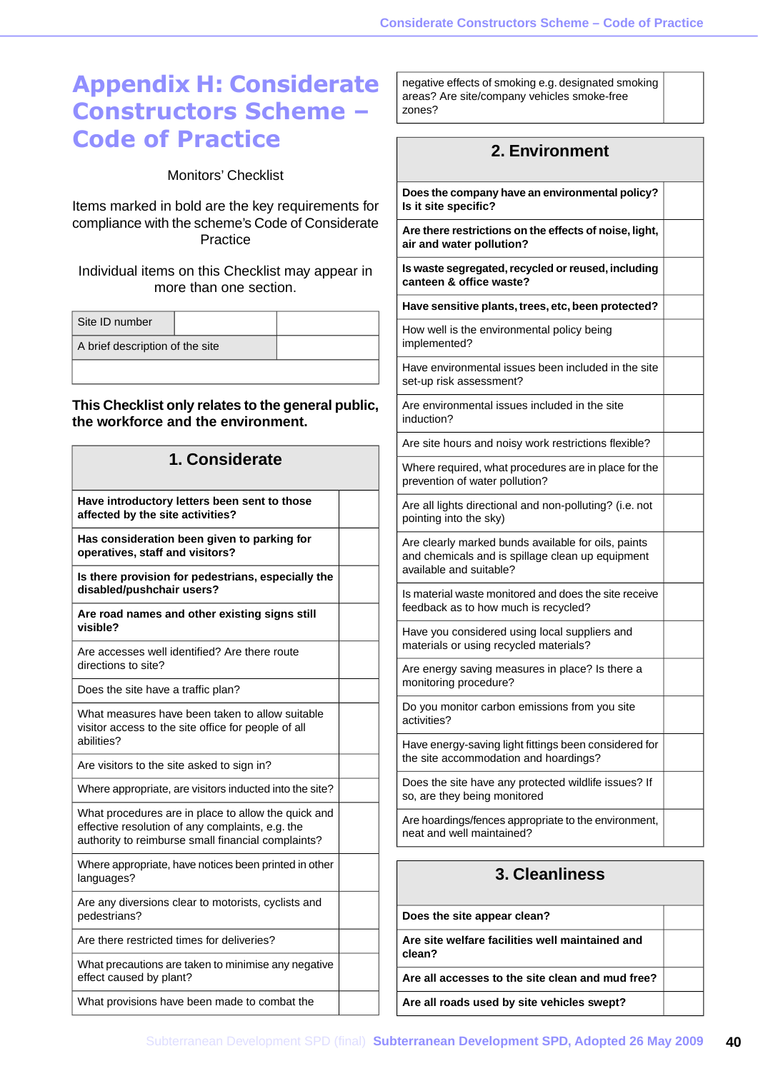# Appendix H: Considerate Constructors Scheme – Code of Practice

Monitors' Checklist

Items marked in bold are the key requirements for compliance with the scheme's Code of Considerate Practice

Individual items on this Checklist may appear in more than one section.

| Site ID number | | |
|---|---|---|
| A brief description of the site | | |
| | | |

**This Checklist only relates to the general public, the workforce and the environment.**

| 1. Considerate | |
|---|---|
| **Have introductory letters been sent to those affected by the site activities?** | |
| **Has consideration been given to parking for operatives, staff and visitors?** | |
| **Is there provision for pedestrians, especially the disabled/pushchair users?** | |
| **Are road names and other existing signs still visible?** | |
| Are accesses well identified? Are there route directions to site? | |
| Does the site have a traffic plan? | |
| What measures have been taken to allow suitable visitor access to the site office for people of all abilities? | |
| Are visitors to the site asked to sign in? | |
| Where appropriate, are visitors inducted into the site? | |
| What procedures are in place to allow the quick and effective resolution of any complaints, e.g. the authority to reimburse small financial complaints? | |
| Where appropriate, have notices been printed in other languages? | |
| Are any diversions clear to motorists, cyclists and pedestrians? | |
| Are there restricted times for deliveries? | |
| What precautions are taken to minimise any negative effect caused by plant? | |
| What provisions have been made to combat the negative effects of smoking e.g. designated smoking areas? Are site/company vehicles smoke-free zones? | |

| 2. Environment | |
|---|---|
| **Does the company have an environmental policy? Is it site specific?** | |
| **Are there restrictions on the effects of noise, light, air and water pollution?** | |
| **Is waste segregated, recycled or reused, including canteen & office waste?** | |
| **Have sensitive plants, trees, etc, been protected?** | |
| How well is the environmental policy being implemented? | |
| Have environmental issues been included in the site set-up risk assessment? | |
| Are environmental issues included in the site induction? | |
| Are site hours and noisy work restrictions flexible? | |
| Where required, what procedures are in place for the prevention of water pollution? | |
| Are all lights directional and non-polluting? (i.e. not pointing into the sky) | |
| Are clearly marked bunds available for oils, paints and chemicals and is spillage clean up equipment available and suitable? | |
| Is material waste monitored and does the site receive feedback as to how much is recycled? | |
| Have you considered using local suppliers and materials or using recycled materials? | |
| Are energy saving measures in place? Is there a monitoring procedure? | |
| Do you monitor carbon emissions from you site activities? | |
| Have energy-saving light fittings been considered for the site accommodation and hoardings? | |
| Does the site have any protected wildlife issues? If so, are they being monitored | |
| Are hoardings/fences appropriate to the environment, neat and well maintained? | |

| 3. Cleanliness | |
|---|---|
| **Does the site appear clean?** | |
| **Are site welfare facilities well maintained and clean?** | |
| **Are all accesses to the site clean and mud free?** | |
| **Are all roads used by site vehicles swept?** | |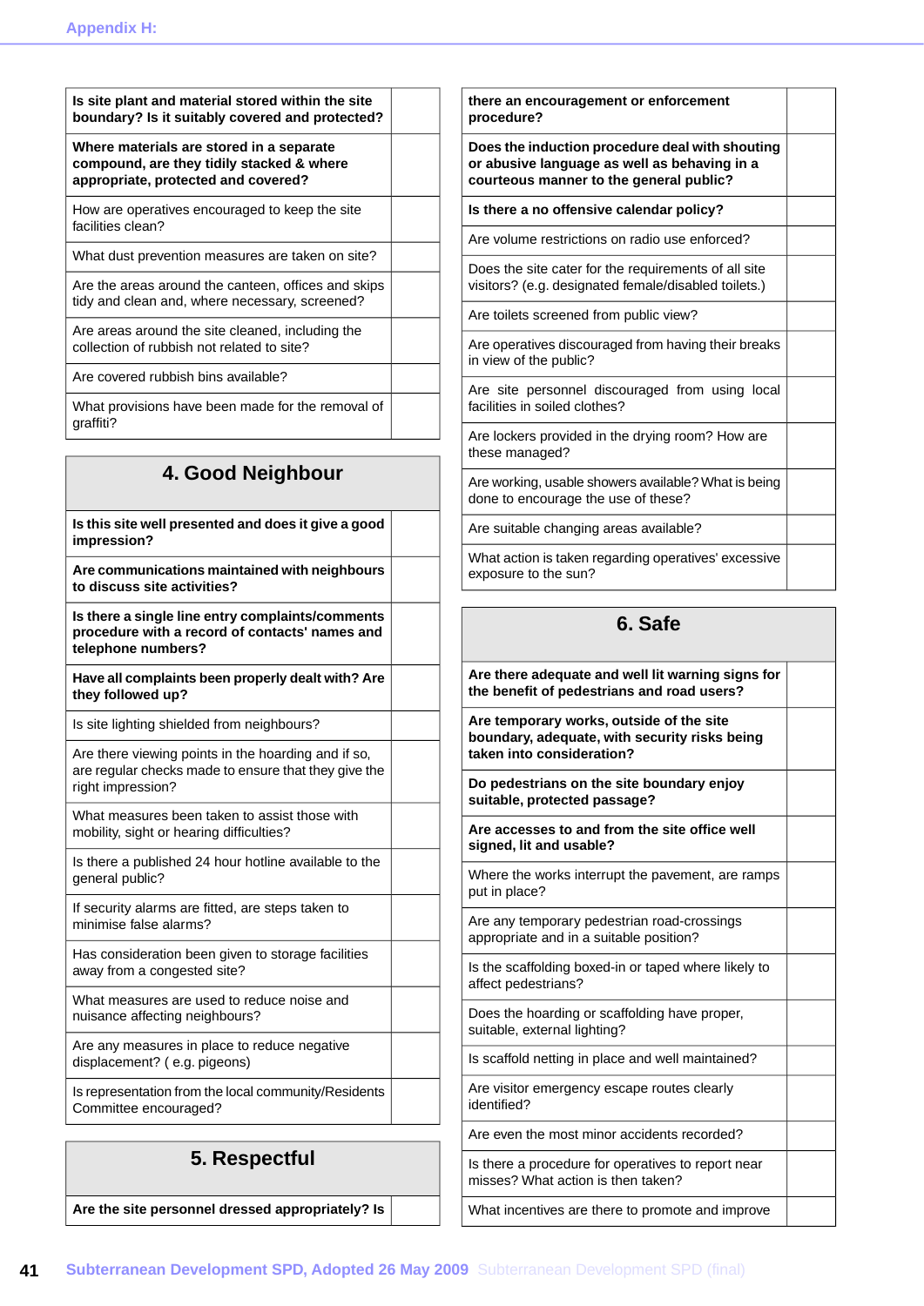| | |
|---|---|
| **Is site plant and material stored within the site boundary? Is it suitably covered and protected?** | |
| **Where materials are stored in a separate compound, are they tidily stacked & where appropriate, protected and covered?** | |
| How are operatives encouraged to keep the site facilities clean? | |
| What dust prevention measures are taken on site? | |
| Are the areas around the canteen, offices and skips tidy and clean and, where necessary, screened? | |
| Are areas around the site cleaned, including the collection of rubbish not related to site? | |
| Are covered rubbish bins available? | |
| What provisions have been made for the removal of graffiti? | |

## 4. Good Neighbour

| | |
|---|---|
| **Is this site well presented and does it give a good impression?** | |
| **Are communications maintained with neighbours to discuss site activities?** | |
| **Is there a single line entry complaints/comments procedure with a record of contacts' names and telephone numbers?** | |
| **Have all complaints been properly dealt with? Are they followed up?** | |
| Is site lighting shielded from neighbours? | |
| Are there viewing points in the hoarding and if so, are regular checks made to ensure that they give the right impression? | |
| What measures been taken to assist those with mobility, sight or hearing difficulties? | |
| Is there a published 24 hour hotline available to the general public? | |
| If security alarms are fitted, are steps taken to minimise false alarms? | |
| Has consideration been given to storage facilities away from a congested site? | |
| What measures are used to reduce noise and nuisance affecting neighbours? | |
| Are any measures in place to reduce negative displacement? ( e.g. pigeons) | |
| Is representation from the local community/Residents Committee encouraged? | |

## 5. Respectful

| | |
|---|---|
| **Are the site personnel dressed appropriately? Is there an encouragement or enforcement procedure?** | |
| **Does the induction procedure deal with shouting or abusive language as well as behaving in a courteous manner to the general public?** | |
| **Is there a no offensive calendar policy?** | |
| Are volume restrictions on radio use enforced? | |
| Does the site cater for the requirements of all site visitors? (e.g. designated female/disabled toilets.) | |
| Are toilets screened from public view? | |
| Are operatives discouraged from having their breaks in view of the public? | |
| Are site personnel discouraged from using local facilities in soiled clothes? | |
| Are lockers provided in the drying room? How are these managed? | |
| Are working, usable showers available? What is being done to encourage the use of these? | |
| Are suitable changing areas available? | |
| What action is taken regarding operatives' excessive exposure to the sun? | |

## 6. Safe

| | |
|---|---|
| **Are there adequate and well lit warning signs for the benefit of pedestrians and road users?** | |
| **Are temporary works, outside of the site boundary, adequate, with security risks being taken into consideration?** | |
| **Do pedestrians on the site boundary enjoy suitable, protected passage?** | |
| **Are accesses to and from the site office well signed, lit and usable?** | |
| Where the works interrupt the pavement, are ramps put in place? | |
| Are any temporary pedestrian road-crossings appropriate and in a suitable position? | |
| Is the scaffolding boxed-in or taped where likely to affect pedestrians? | |
| Does the hoarding or scaffolding have proper, suitable, external lighting? | |
| Is scaffold netting in place and well maintained? | |
| Are visitor emergency escape routes clearly identified? | |
| Are even the most minor accidents recorded? | |
| Is there a procedure for operatives to report near misses? What action is then taken? | |
| What incentives are there to promote and improve | |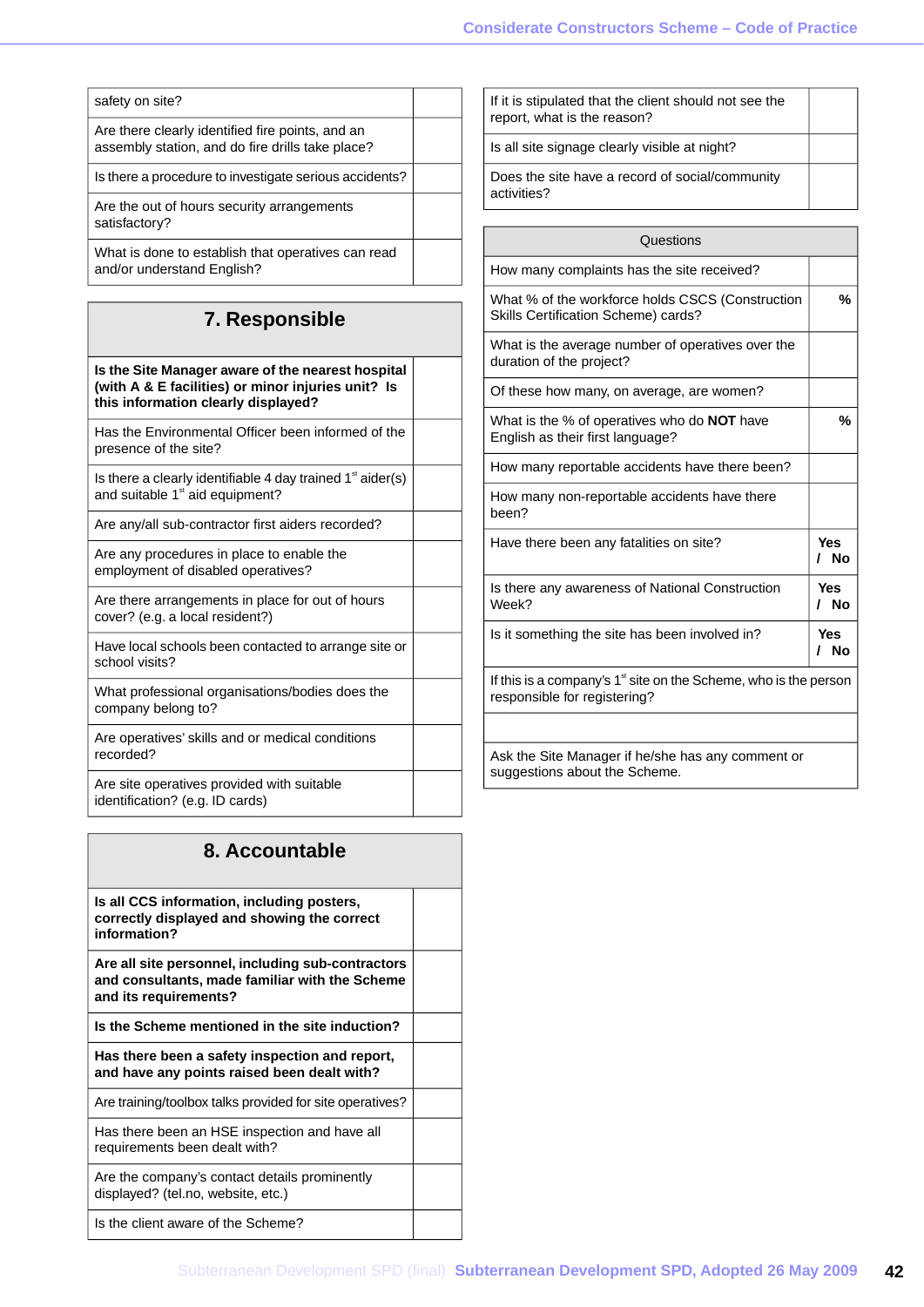| | |
|---|---|
| safety on site? | |
| Are there clearly identified fire points, and an assembly station, and do fire drills take place? | |
| Is there a procedure to investigate serious accidents? | |
| Are the out of hours security arrangements satisfactory? | |
| What is done to establish that operatives can read and/or understand English? | |

## 7. Responsible

| | |
|---|---|
| **Is the Site Manager aware of the nearest hospital (with A & E facilities) or minor injuries unit? Is this information clearly displayed?** | |
| Has the Environmental Officer been informed of the presence of the site? | |
| Is there a clearly identifiable 4 day trained 1st aider(s) and suitable 1st aid equipment? | |
| Are any/all sub-contractor first aiders recorded? | |
| Are any procedures in place to enable the employment of disabled operatives? | |
| Are there arrangements in place for out of hours cover? (e.g. a local resident?) | |
| Have local schools been contacted to arrange site or school visits? | |
| What professional organisations/bodies does the company belong to? | |
| Are operatives' skills and or medical conditions recorded? | |
| Are site operatives provided with suitable identification? (e.g. ID cards) | |

## 8. Accountable

| | |
|---|---|
| **Is all CCS information, including posters, correctly displayed and showing the correct information?** | |
| **Are all site personnel, including sub-contractors and consultants, made familiar with the Scheme and its requirements?** | |
| **Is the Scheme mentioned in the site induction?** | |
| **Has there been a safety inspection and report, and have any points raised been dealt with?** | |
| Are training/toolbox talks provided for site operatives? | |
| Has there been an HSE inspection and have all requirements been dealt with? | |
| Are the company's contact details prominently displayed? (tel.no, website, etc.) | |
| Is the client aware of the Scheme? | |
| If it is stipulated that the client should not see the report, what is the reason? | |
| Is all site signage clearly visible at night? | |
| Does the site have a record of social/community activities? | |

| Questions | |
|---|---|
| How many complaints has the site received? | |
| What % of the workforce holds CSCS (Construction Skills Certification Scheme) cards? | **%** |
| What is the average number of operatives over the duration of the project? | |
| Of these how many, on average, are women? | |
| What is the % of operatives who do **NOT** have English as their first language? | **%** |
| How many reportable accidents have there been? | |
| How many non-reportable accidents have there been? | |
| Have there been any fatalities on site? | **Yes / No** |
| Is there any awareness of National Construction Week? | **Yes / No** |
| Is it something the site has been involved in? | **Yes / No** |
| If this is a company's 1st site on the Scheme, who is the person responsible for registering? | |
| | |
| Ask the Site Manager if he/she has any comment or suggestions about the Scheme. | |